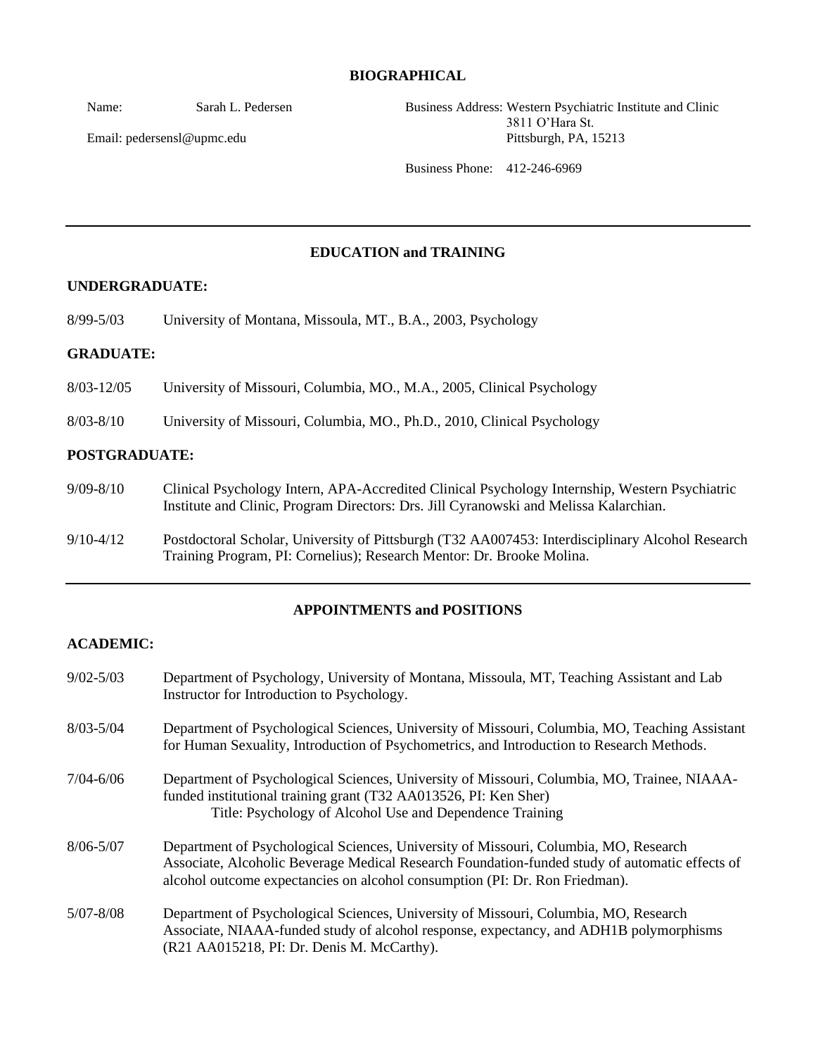## BIOGRAPHICAL

Name: Sarah L. Pedersen

Email: pedersensl@upmc.edu

Business Address: Western Psychiatric Institute and Clinic
3811 O'Hara St.
Pittsburgh, PA, 15213

Business Phone: 412-246-6969

---

## EDUCATION and TRAINING

### UNDERGRADUATE:

8/99-5/03 University of Montana, Missoula, MT., B.A., 2003, Psychology

### GRADUATE:

8/03-12/05 University of Missouri, Columbia, MO., M.A., 2005, Clinical Psychology

8/03-8/10 University of Missouri, Columbia, MO., Ph.D., 2010, Clinical Psychology

### POSTGRADUATE:

9/09-8/10 Clinical Psychology Intern, APA-Accredited Clinical Psychology Internship, Western Psychiatric Institute and Clinic, Program Directors: Drs. Jill Cyranowski and Melissa Kalarchian.

9/10-4/12 Postdoctoral Scholar, University of Pittsburgh (T32 AA007453: Interdisciplinary Alcohol Research Training Program, PI: Cornelius); Research Mentor: Dr. Brooke Molina.

---

## APPOINTMENTS and POSITIONS

### ACADEMIC:

9/02-5/03 Department of Psychology, University of Montana, Missoula, MT, Teaching Assistant and Lab Instructor for Introduction to Psychology.

8/03-5/04 Department of Psychological Sciences, University of Missouri, Columbia, MO, Teaching Assistant for Human Sexuality, Introduction of Psychometrics, and Introduction to Research Methods.

7/04-6/06 Department of Psychological Sciences, University of Missouri, Columbia, MO, Trainee, NIAAA-funded institutional training grant (T32 AA013526, PI: Ken Sher)
Title: Psychology of Alcohol Use and Dependence Training

8/06-5/07 Department of Psychological Sciences, University of Missouri, Columbia, MO, Research Associate, Alcoholic Beverage Medical Research Foundation-funded study of automatic effects of alcohol outcome expectancies on alcohol consumption (PI: Dr. Ron Friedman).

5/07-8/08 Department of Psychological Sciences, University of Missouri, Columbia, MO, Research Associate, NIAAA-funded study of alcohol response, expectancy, and ADH1B polymorphisms (R21 AA015218, PI: Dr. Denis M. McCarthy).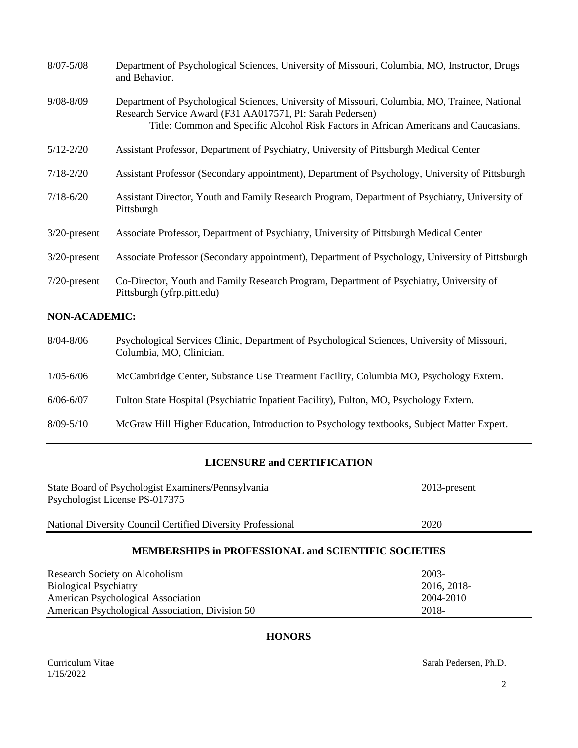| | |
|---|---|
| 8/07-5/08 | Department of Psychological Sciences, University of Missouri, Columbia, MO, Instructor, Drugs and Behavior. |
| 9/08-8/09 | Department of Psychological Sciences, University of Missouri, Columbia, MO, Trainee, National Research Service Award (F31 AA017571, PI: Sarah Pedersen)<br>Title: Common and Specific Alcohol Risk Factors in African Americans and Caucasians. |
| 5/12-2/20 | Assistant Professor, Department of Psychiatry, University of Pittsburgh Medical Center |
| 7/18-2/20 | Assistant Professor (Secondary appointment), Department of Psychology, University of Pittsburgh |
| 7/18-6/20 | Assistant Director, Youth and Family Research Program, Department of Psychiatry, University of Pittsburgh |
| 3/20-present | Associate Professor, Department of Psychiatry, University of Pittsburgh Medical Center |
| 3/20-present | Associate Professor (Secondary appointment), Department of Psychology, University of Pittsburgh |
| 7/20-present | Co-Director, Youth and Family Research Program, Department of Psychiatry, University of Pittsburgh (yfrp.pitt.edu) |

**NON-ACADEMIC:**

| | |
|---|---|
| 8/04-8/06 | Psychological Services Clinic, Department of Psychological Sciences, University of Missouri, Columbia, MO, Clinician. |
| 1/05-6/06 | McCambridge Center, Substance Use Treatment Facility, Columbia MO, Psychology Extern. |
| 6/06-6/07 | Fulton State Hospital (Psychiatric Inpatient Facility), Fulton, MO, Psychology Extern. |
| 8/09-5/10 | McGraw Hill Higher Education, Introduction to Psychology textbooks, Subject Matter Expert. |

## LICENSURE and CERTIFICATION

| | |
|---|---|
| State Board of Psychologist Examiners/Pennsylvania<br>Psychologist License PS-017375 | 2013-present |
| National Diversity Council Certified Diversity Professional | 2020 |

## MEMBERSHIPS in PROFESSIONAL and SCIENTIFIC SOCIETIES

| | |
|---|---|
| Research Society on Alcoholism | 2003- |
| Biological Psychiatry | 2016, 2018- |
| American Psychological Association | 2004-2010 |
| American Psychological Association, Division 50 | 2018- |

## HONORS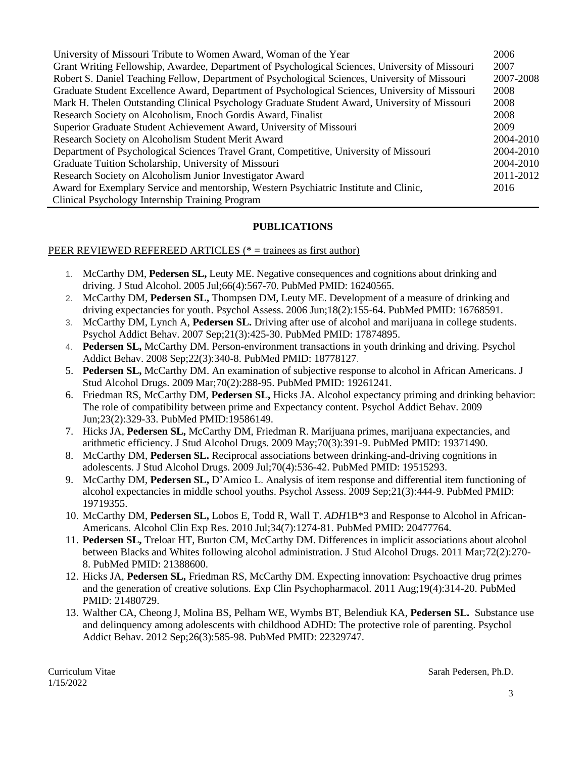| | |
|---|---|
| University of Missouri Tribute to Women Award, Woman of the Year | 2006 |
| Grant Writing Fellowship, Awardee, Department of Psychological Sciences, University of Missouri | 2007 |
| Robert S. Daniel Teaching Fellow, Department of Psychological Sciences, University of Missouri | 2007-2008 |
| Graduate Student Excellence Award, Department of Psychological Sciences, University of Missouri | 2008 |
| Mark H. Thelen Outstanding Clinical Psychology Graduate Student Award, University of Missouri | 2008 |
| Research Society on Alcoholism, Enoch Gordis Award, Finalist | 2008 |
| Superior Graduate Student Achievement Award, University of Missouri | 2009 |
| Research Society on Alcoholism Student Merit Award | 2004-2010 |
| Department of Psychological Sciences Travel Grant, Competitive, University of Missouri | 2004-2010 |
| Graduate Tuition Scholarship, University of Missouri | 2004-2010 |
| Research Society on Alcoholism Junior Investigator Award | 2011-2012 |
| Award for Exemplary Service and mentorship, Western Psychiatric Institute and Clinic, Clinical Psychology Internship Training Program | 2016 |

## PUBLICATIONS

PEER REVIEWED REFEREED ARTICLES (* = trainees as first author)

1. McCarthy DM, **Pedersen SL,** Leuty ME. Negative consequences and cognitions about drinking and driving. J Stud Alcohol. 2005 Jul;66(4):567-70. PubMed PMID: 16240565.
2. McCarthy DM, **Pedersen SL,** Thompsen DM, Leuty ME. Development of a measure of drinking and driving expectancies for youth. Psychol Assess. 2006 Jun;18(2):155-64. PubMed PMID: 16768591.
3. McCarthy DM, Lynch A, **Pedersen SL.** Driving after use of alcohol and marijuana in college students. Psychol Addict Behav. 2007 Sep;21(3):425-30. PubMed PMID: 17874895.
4. **Pedersen SL,** McCarthy DM. Person-environment transactions in youth drinking and driving. Psychol Addict Behav. 2008 Sep;22(3):340-8. PubMed PMID: 18778127.
5. **Pedersen SL,** McCarthy DM. An examination of subjective response to alcohol in African Americans. J Stud Alcohol Drugs. 2009 Mar;70(2):288-95. PubMed PMID: 19261241.
6. Friedman RS, McCarthy DM, **Pedersen SL,** Hicks JA. Alcohol expectancy priming and drinking behavior: The role of compatibility between prime and Expectancy content. Psychol Addict Behav. 2009 Jun;23(2):329-33. PubMed PMID:19586149.
7. Hicks JA, **Pedersen SL,** McCarthy DM, Friedman R. Marijuana primes, marijuana expectancies, and arithmetic efficiency. J Stud Alcohol Drugs. 2009 May;70(3):391-9. PubMed PMID: 19371490.
8. McCarthy DM, **Pedersen SL.** Reciprocal associations between drinking-and-driving cognitions in adolescents. J Stud Alcohol Drugs. 2009 Jul;70(4):536-42. PubMed PMID: 19515293.
9. McCarthy DM, **Pedersen SL,** D'Amico L. Analysis of item response and differential item functioning of alcohol expectancies in middle school youths. Psychol Assess. 2009 Sep;21(3):444-9. PubMed PMID: 19719355.
10. McCarthy DM, **Pedersen SL,** Lobos E, Todd R, Wall T. *ADH*1B*3 and Response to Alcohol in African-Americans. Alcohol Clin Exp Res. 2010 Jul;34(7):1274-81. PubMed PMID: 20477764.
11. **Pedersen SL,** Treloar HT, Burton CM, McCarthy DM. Differences in implicit associations about alcohol between Blacks and Whites following alcohol administration. J Stud Alcohol Drugs. 2011 Mar;72(2):270-8. PubMed PMID: 21388600.
12. Hicks JA, **Pedersen SL,** Friedman RS, McCarthy DM. Expecting innovation: Psychoactive drug primes and the generation of creative solutions. Exp Clin Psychopharmacol. 2011 Aug;19(4):314-20. PubMed PMID: 21480729.
13. Walther CA, Cheong J, Molina BS, Pelham WE, Wymbs BT, Belendiuk KA, **Pedersen SL.** Substance use and delinquency among adolescents with childhood ADHD: The protective role of parenting. Psychol Addict Behav. 2012 Sep;26(3):585-98. PubMed PMID: 22329747.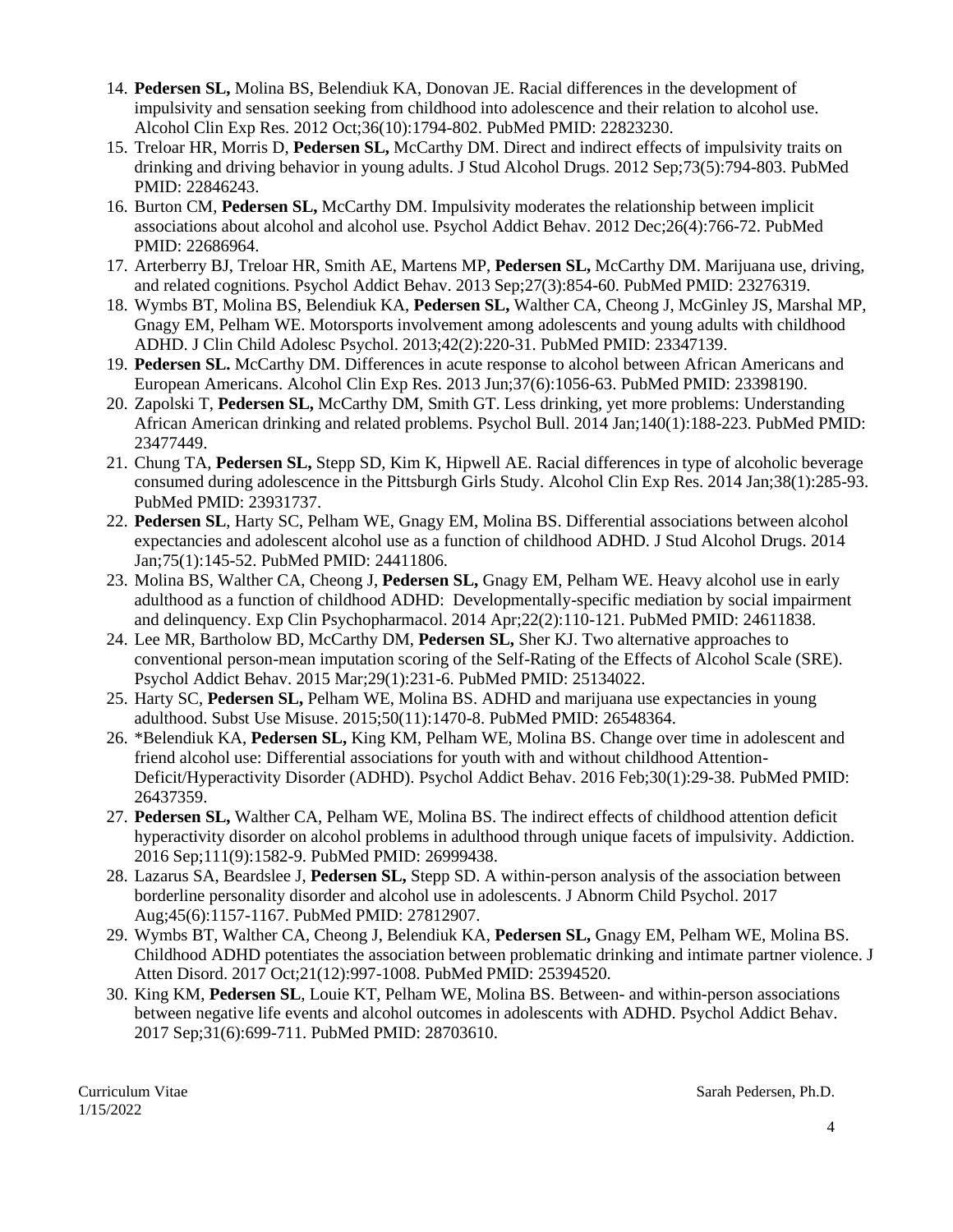14. **Pedersen SL,** Molina BS, Belendiuk KA, Donovan JE. Racial differences in the development of impulsivity and sensation seeking from childhood into adolescence and their relation to alcohol use. Alcohol Clin Exp Res. 2012 Oct;36(10):1794-802. PubMed PMID: 22823230.
15. Treloar HR, Morris D, **Pedersen SL,** McCarthy DM. Direct and indirect effects of impulsivity traits on drinking and driving behavior in young adults. J Stud Alcohol Drugs. 2012 Sep;73(5):794-803. PubMed PMID: 22846243.
16. Burton CM, **Pedersen SL,** McCarthy DM. Impulsivity moderates the relationship between implicit associations about alcohol and alcohol use. Psychol Addict Behav. 2012 Dec;26(4):766-72. PubMed PMID: 22686964.
17. Arterberry BJ, Treloar HR, Smith AE, Martens MP, **Pedersen SL,** McCarthy DM. Marijuana use, driving, and related cognitions. Psychol Addict Behav. 2013 Sep;27(3):854-60. PubMed PMID: 23276319.
18. Wymbs BT, Molina BS, Belendiuk KA, **Pedersen SL,** Walther CA, Cheong J, McGinley JS, Marshal MP, Gnagy EM, Pelham WE. Motorsports involvement among adolescents and young adults with childhood ADHD. J Clin Child Adolesc Psychol. 2013;42(2):220-31. PubMed PMID: 23347139.
19. **Pedersen SL.** McCarthy DM. Differences in acute response to alcohol between African Americans and European Americans. Alcohol Clin Exp Res. 2013 Jun;37(6):1056-63. PubMed PMID: 23398190.
20. Zapolski T, **Pedersen SL,** McCarthy DM, Smith GT. Less drinking, yet more problems: Understanding African American drinking and related problems. Psychol Bull. 2014 Jan;140(1):188-223. PubMed PMID: 23477449.
21. Chung TA, **Pedersen SL,** Stepp SD, Kim K, Hipwell AE. Racial differences in type of alcoholic beverage consumed during adolescence in the Pittsburgh Girls Study. Alcohol Clin Exp Res. 2014 Jan;38(1):285-93. PubMed PMID: 23931737.
22. **Pedersen SL**, Harty SC, Pelham WE, Gnagy EM, Molina BS. Differential associations between alcohol expectancies and adolescent alcohol use as a function of childhood ADHD. J Stud Alcohol Drugs. 2014 Jan;75(1):145-52. PubMed PMID: 24411806.
23. Molina BS, Walther CA, Cheong J, **Pedersen SL,** Gnagy EM, Pelham WE. Heavy alcohol use in early adulthood as a function of childhood ADHD: Developmentally-specific mediation by social impairment and delinquency. Exp Clin Psychopharmacol. 2014 Apr;22(2):110-121. PubMed PMID: 24611838.
24. Lee MR, Bartholow BD, McCarthy DM, **Pedersen SL,** Sher KJ. Two alternative approaches to conventional person-mean imputation scoring of the Self-Rating of the Effects of Alcohol Scale (SRE). Psychol Addict Behav. 2015 Mar;29(1):231-6. PubMed PMID: 25134022.
25. Harty SC, **Pedersen SL,** Pelham WE, Molina BS. ADHD and marijuana use expectancies in young adulthood. Subst Use Misuse. 2015;50(11):1470-8. PubMed PMID: 26548364.
26. *Belendiuk KA, **Pedersen SL,** King KM, Pelham WE, Molina BS. Change over time in adolescent and friend alcohol use: Differential associations for youth with and without childhood Attention-Deficit/Hyperactivity Disorder (ADHD). Psychol Addict Behav. 2016 Feb;30(1):29-38. PubMed PMID: 26437359.
27. **Pedersen SL,** Walther CA, Pelham WE, Molina BS. The indirect effects of childhood attention deficit hyperactivity disorder on alcohol problems in adulthood through unique facets of impulsivity. Addiction. 2016 Sep;111(9):1582-9. PubMed PMID: 26999438.
28. Lazarus SA, Beardslee J, **Pedersen SL,** Stepp SD. A within-person analysis of the association between borderline personality disorder and alcohol use in adolescents. J Abnorm Child Psychol. 2017 Aug;45(6):1157-1167. PubMed PMID: 27812907.
29. Wymbs BT, Walther CA, Cheong J, Belendiuk KA, **Pedersen SL,** Gnagy EM, Pelham WE, Molina BS. Childhood ADHD potentiates the association between problematic drinking and intimate partner violence. J Atten Disord. 2017 Oct;21(12):997-1008. PubMed PMID: 25394520.
30. King KM, **Pedersen SL**, Louie KT, Pelham WE, Molina BS. Between- and within-person associations between negative life events and alcohol outcomes in adolescents with ADHD. Psychol Addict Behav. 2017 Sep;31(6):699-711. PubMed PMID: 28703610.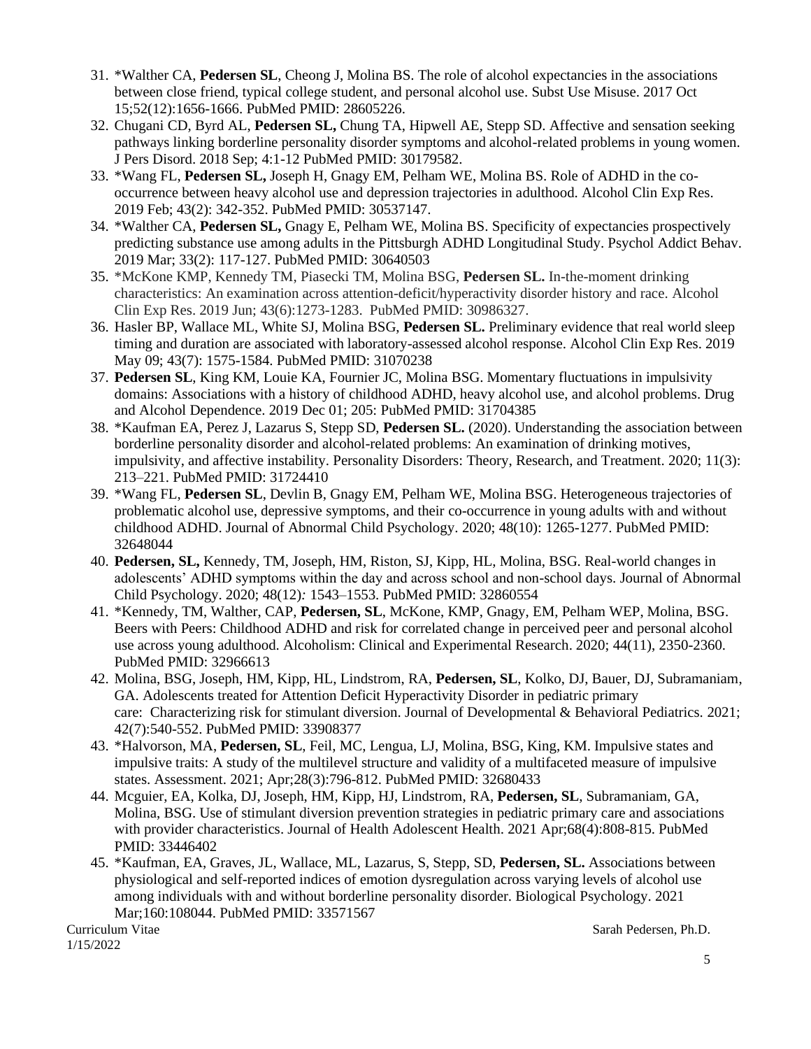31. *Walther CA, **Pedersen SL**, Cheong J, Molina BS. The role of alcohol expectancies in the associations between close friend, typical college student, and personal alcohol use. Subst Use Misuse. 2017 Oct 15;52(12):1656-1666. PubMed PMID: 28605226.
32. Chugani CD, Byrd AL, **Pedersen SL,** Chung TA, Hipwell AE, Stepp SD. Affective and sensation seeking pathways linking borderline personality disorder symptoms and alcohol-related problems in young women. J Pers Disord. 2018 Sep; 4:1-12 PubMed PMID: 30179582.
33. *Wang FL, **Pedersen SL,** Joseph H, Gnagy EM, Pelham WE, Molina BS. Role of ADHD in the co-occurrence between heavy alcohol use and depression trajectories in adulthood. Alcohol Clin Exp Res. 2019 Feb; 43(2): 342-352. PubMed PMID: 30537147.
34. *Walther CA, **Pedersen SL,** Gnagy E, Pelham WE, Molina BS. Specificity of expectancies prospectively predicting substance use among adults in the Pittsburgh ADHD Longitudinal Study. Psychol Addict Behav. 2019 Mar; 33(2): 117-127. PubMed PMID: 30640503
35. *McKone KMP, Kennedy TM, Piasecki TM, Molina BSG, **Pedersen SL.** In-the-moment drinking characteristics: An examination across attention-deficit/hyperactivity disorder history and race. Alcohol Clin Exp Res. 2019 Jun; 43(6):1273-1283. PubMed PMID: 30986327.
36. Hasler BP, Wallace ML, White SJ, Molina BSG, **Pedersen SL.** Preliminary evidence that real world sleep timing and duration are associated with laboratory-assessed alcohol response. Alcohol Clin Exp Res. 2019 May 09; 43(7): 1575-1584. PubMed PMID: 31070238
37. **Pedersen SL**, King KM, Louie KA, Fournier JC, Molina BSG. Momentary fluctuations in impulsivity domains: Associations with a history of childhood ADHD, heavy alcohol use, and alcohol problems. Drug and Alcohol Dependence. 2019 Dec 01; 205: PubMed PMID: 31704385
38. *Kaufman EA, Perez J, Lazarus S, Stepp SD, **Pedersen SL.** (2020). Understanding the association between borderline personality disorder and alcohol-related problems: An examination of drinking motives, impulsivity, and affective instability. Personality Disorders: Theory, Research, and Treatment. 2020; 11(3): 213–221. PubMed PMID: 31724410
39. *Wang FL, **Pedersen SL**, Devlin B, Gnagy EM, Pelham WE, Molina BSG. Heterogeneous trajectories of problematic alcohol use, depressive symptoms, and their co-occurrence in young adults with and without childhood ADHD. Journal of Abnormal Child Psychology. 2020; 48(10): 1265-1277. PubMed PMID: 32648044
40. **Pedersen, SL,** Kennedy, TM, Joseph, HM, Riston, SJ, Kipp, HL, Molina, BSG. Real-world changes in adolescents' ADHD symptoms within the day and across school and non-school days. Journal of Abnormal Child Psychology. 2020; 48(12)*:* 1543–1553. PubMed PMID: 32860554
41. *Kennedy, TM, Walther, CAP, **Pedersen, SL**, McKone, KMP, Gnagy, EM, Pelham WEP, Molina, BSG. Beers with Peers: Childhood ADHD and risk for correlated change in perceived peer and personal alcohol use across young adulthood. Alcoholism: Clinical and Experimental Research. 2020; 44(11), 2350-2360. PubMed PMID: 32966613
42. Molina, BSG, Joseph, HM, Kipp, HL, Lindstrom, RA, **Pedersen, SL**, Kolko, DJ, Bauer, DJ, Subramaniam, GA. Adolescents treated for Attention Deficit Hyperactivity Disorder in pediatric primary care: Characterizing risk for stimulant diversion. Journal of Developmental & Behavioral Pediatrics. 2021; 42(7):540-552. PubMed PMID: 33908377
43. *Halvorson, MA, **Pedersen, SL**, Feil, MC, Lengua, LJ, Molina, BSG, King, KM. Impulsive states and impulsive traits: A study of the multilevel structure and validity of a multifaceted measure of impulsive states. Assessment. 2021; Apr;28(3):796-812. PubMed PMID: 32680433
44. Mcguier, EA, Kolka, DJ, Joseph, HM, Kipp, HJ, Lindstrom, RA, **Pedersen, SL**, Subramaniam, GA, Molina, BSG. Use of stimulant diversion prevention strategies in pediatric primary care and associations with provider characteristics. Journal of Health Adolescent Health. 2021 Apr;68(4):808-815. PubMed PMID: 33446402
45. *Kaufman, EA, Graves, JL, Wallace, ML, Lazarus, S, Stepp, SD, **Pedersen, SL.** Associations between physiological and self-reported indices of emotion dysregulation across varying levels of alcohol use among individuals with and without borderline personality disorder. Biological Psychology. 2021 Mar;160:108044. PubMed PMID: 33571567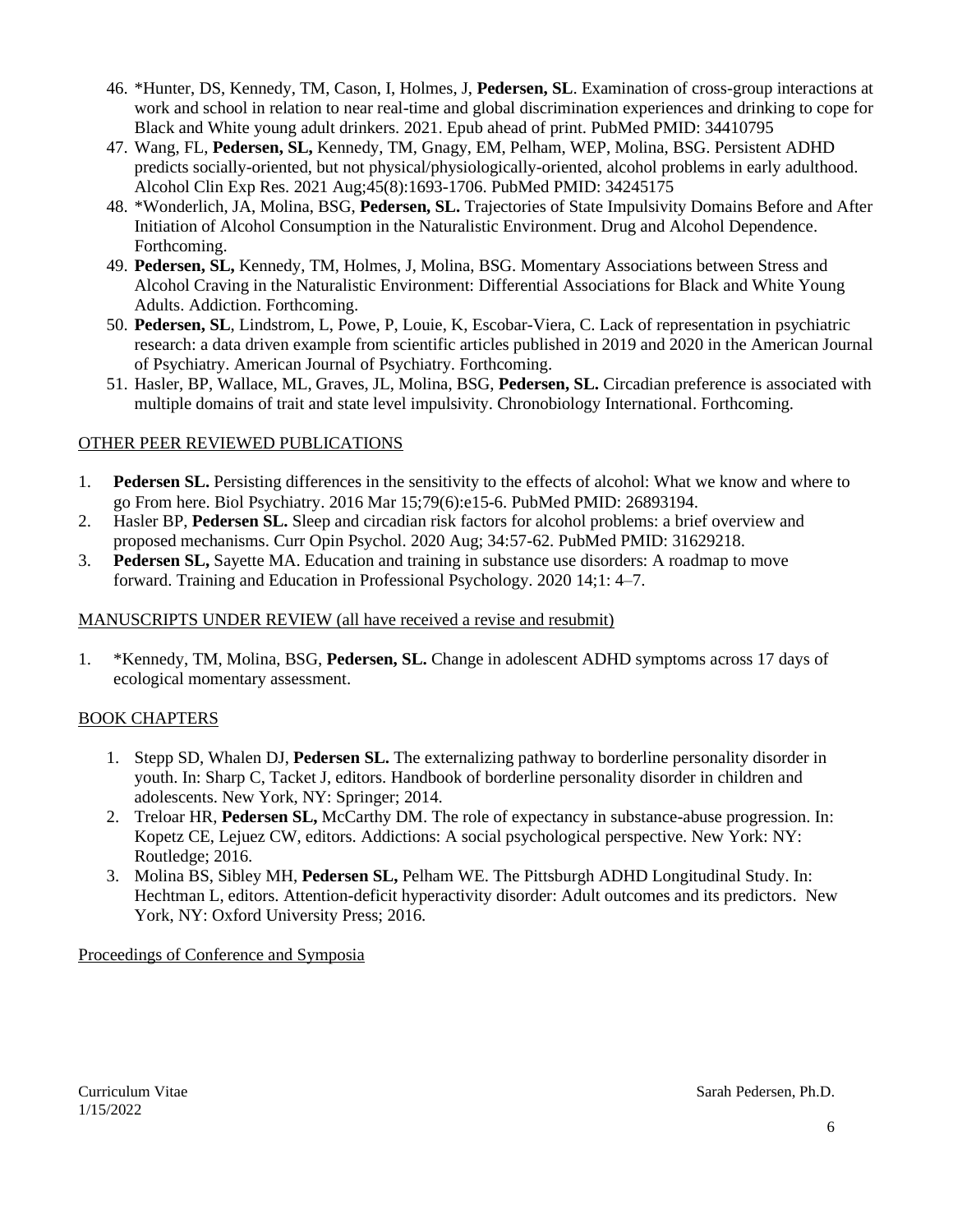46. *Hunter, DS, Kennedy, TM, Cason, I, Holmes, J, **Pedersen, SL**. Examination of cross-group interactions at work and school in relation to near real-time and global discrimination experiences and drinking to cope for Black and White young adult drinkers. 2021. Epub ahead of print. PubMed PMID: 34410795
47. Wang, FL, **Pedersen, SL,** Kennedy, TM, Gnagy, EM, Pelham, WEP, Molina, BSG. Persistent ADHD predicts socially-oriented, but not physical/physiologically-oriented, alcohol problems in early adulthood. Alcohol Clin Exp Res. 2021 Aug;45(8):1693-1706. PubMed PMID: 34245175
48. *Wonderlich, JA, Molina, BSG, **Pedersen, SL.** Trajectories of State Impulsivity Domains Before and After Initiation of Alcohol Consumption in the Naturalistic Environment. Drug and Alcohol Dependence. Forthcoming.
49. **Pedersen, SL,** Kennedy, TM, Holmes, J, Molina, BSG. Momentary Associations between Stress and Alcohol Craving in the Naturalistic Environment: Differential Associations for Black and White Young Adults. Addiction. Forthcoming.
50. **Pedersen, SL**, Lindstrom, L, Powe, P, Louie, K, Escobar-Viera, C. Lack of representation in psychiatric research: a data driven example from scientific articles published in 2019 and 2020 in the American Journal of Psychiatry. American Journal of Psychiatry. Forthcoming.
51. Hasler, BP, Wallace, ML, Graves, JL, Molina, BSG, **Pedersen, SL.** Circadian preference is associated with multiple domains of trait and state level impulsivity. Chronobiology International. Forthcoming.

## OTHER PEER REVIEWED PUBLICATIONS

1. **Pedersen SL.** Persisting differences in the sensitivity to the effects of alcohol: What we know and where to go From here. Biol Psychiatry. 2016 Mar 15;79(6):e15-6. PubMed PMID: 26893194.
2. Hasler BP, **Pedersen SL.** Sleep and circadian risk factors for alcohol problems: a brief overview and proposed mechanisms. Curr Opin Psychol. 2020 Aug; 34:57-62. PubMed PMID: 31629218.
3. **Pedersen SL,** Sayette MA. Education and training in substance use disorders: A roadmap to move forward. Training and Education in Professional Psychology. 2020 14;1: 4–7.

## MANUSCRIPTS UNDER REVIEW (all have received a revise and resubmit)

1. *Kennedy, TM, Molina, BSG, **Pedersen, SL.** Change in adolescent ADHD symptoms across 17 days of ecological momentary assessment.

## BOOK CHAPTERS

1. Stepp SD, Whalen DJ, **Pedersen SL.** The externalizing pathway to borderline personality disorder in youth. In: Sharp C, Tacket J, editors. Handbook of borderline personality disorder in children and adolescents. New York, NY: Springer; 2014.
2. Treloar HR, **Pedersen SL,** McCarthy DM. The role of expectancy in substance-abuse progression. In: Kopetz CE, Lejuez CW, editors. Addictions: A social psychological perspective. New York: NY: Routledge; 2016.
3. Molina BS, Sibley MH, **Pedersen SL,** Pelham WE. The Pittsburgh ADHD Longitudinal Study. In: Hechtman L, editors. Attention-deficit hyperactivity disorder: Adult outcomes and its predictors. New York, NY: Oxford University Press; 2016.

## Proceedings of Conference and Symposia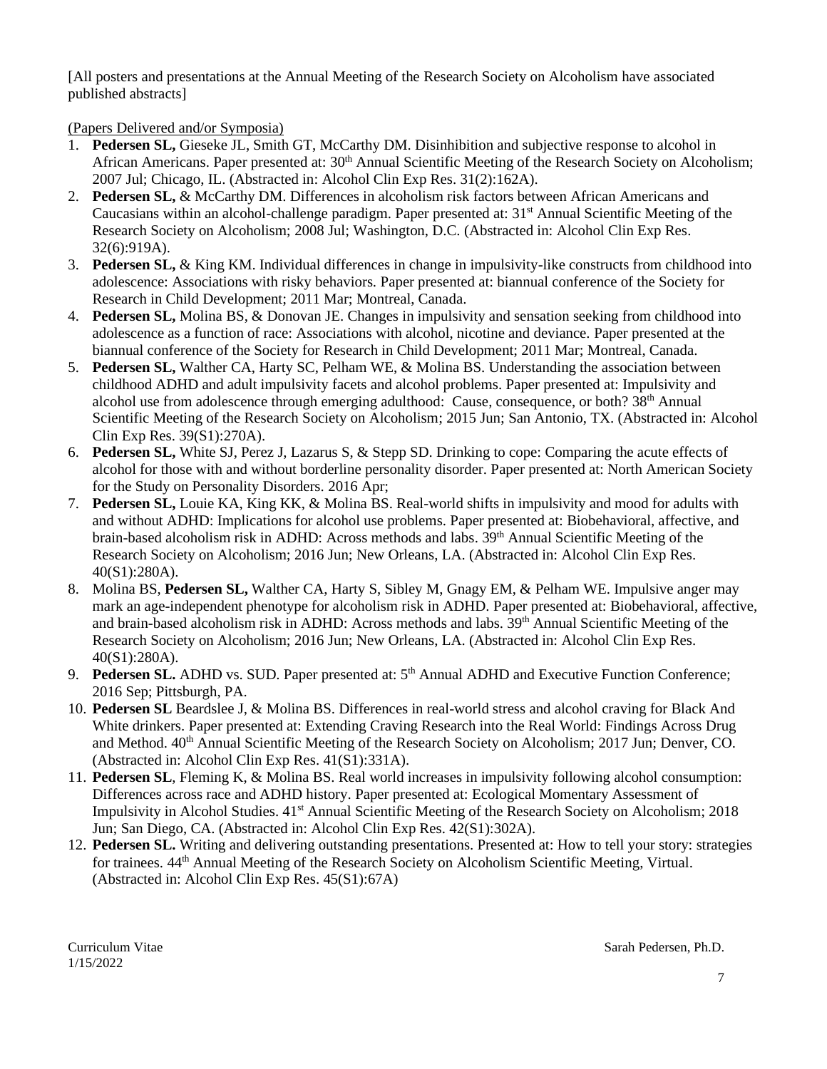[All posters and presentations at the Annual Meeting of the Research Society on Alcoholism have associated published abstracts]

(Papers Delivered and/or Symposia)

1. **Pedersen SL,** Gieseke JL, Smith GT, McCarthy DM. Disinhibition and subjective response to alcohol in African Americans. Paper presented at: 30th Annual Scientific Meeting of the Research Society on Alcoholism; 2007 Jul; Chicago, IL. (Abstracted in: Alcohol Clin Exp Res. 31(2):162A).
2. **Pedersen SL,** & McCarthy DM. Differences in alcoholism risk factors between African Americans and Caucasians within an alcohol-challenge paradigm. Paper presented at: 31st Annual Scientific Meeting of the Research Society on Alcoholism; 2008 Jul; Washington, D.C. (Abstracted in: Alcohol Clin Exp Res. 32(6):919A).
3. **Pedersen SL,** & King KM. Individual differences in change in impulsivity-like constructs from childhood into adolescence: Associations with risky behaviors. Paper presented at: biannual conference of the Society for Research in Child Development; 2011 Mar; Montreal, Canada.
4. **Pedersen SL,** Molina BS, & Donovan JE. Changes in impulsivity and sensation seeking from childhood into adolescence as a function of race: Associations with alcohol, nicotine and deviance. Paper presented at the biannual conference of the Society for Research in Child Development; 2011 Mar; Montreal, Canada.
5. **Pedersen SL,** Walther CA, Harty SC, Pelham WE, & Molina BS. Understanding the association between childhood ADHD and adult impulsivity facets and alcohol problems. Paper presented at: Impulsivity and alcohol use from adolescence through emerging adulthood: Cause, consequence, or both? 38th Annual Scientific Meeting of the Research Society on Alcoholism; 2015 Jun; San Antonio, TX. (Abstracted in: Alcohol Clin Exp Res. 39(S1):270A).
6. **Pedersen SL,** White SJ, Perez J, Lazarus S, & Stepp SD. Drinking to cope: Comparing the acute effects of alcohol for those with and without borderline personality disorder. Paper presented at: North American Society for the Study on Personality Disorders. 2016 Apr;
7. **Pedersen SL,** Louie KA, King KK, & Molina BS. Real-world shifts in impulsivity and mood for adults with and without ADHD: Implications for alcohol use problems. Paper presented at: Biobehavioral, affective, and brain-based alcoholism risk in ADHD: Across methods and labs. 39th Annual Scientific Meeting of the Research Society on Alcoholism; 2016 Jun; New Orleans, LA. (Abstracted in: Alcohol Clin Exp Res. 40(S1):280A).
8. Molina BS, **Pedersen SL,** Walther CA, Harty S, Sibley M, Gnagy EM, & Pelham WE. Impulsive anger may mark an age-independent phenotype for alcoholism risk in ADHD. Paper presented at: Biobehavioral, affective, and brain-based alcoholism risk in ADHD: Across methods and labs. 39th Annual Scientific Meeting of the Research Society on Alcoholism; 2016 Jun; New Orleans, LA. (Abstracted in: Alcohol Clin Exp Res. 40(S1):280A).
9. **Pedersen SL.** ADHD vs. SUD. Paper presented at: 5th Annual ADHD and Executive Function Conference; 2016 Sep; Pittsburgh, PA.
10. **Pedersen SL** Beardslee J, & Molina BS. Differences in real-world stress and alcohol craving for Black And White drinkers. Paper presented at: Extending Craving Research into the Real World: Findings Across Drug and Method. 40th Annual Scientific Meeting of the Research Society on Alcoholism; 2017 Jun; Denver, CO. (Abstracted in: Alcohol Clin Exp Res. 41(S1):331A).
11. **Pedersen SL**, Fleming K, & Molina BS. Real world increases in impulsivity following alcohol consumption: Differences across race and ADHD history. Paper presented at: Ecological Momentary Assessment of Impulsivity in Alcohol Studies. 41st Annual Scientific Meeting of the Research Society on Alcoholism; 2018 Jun; San Diego, CA. (Abstracted in: Alcohol Clin Exp Res. 42(S1):302A).
12. **Pedersen SL.** Writing and delivering outstanding presentations. Presented at: How to tell your story: strategies for trainees. 44th Annual Meeting of the Research Society on Alcoholism Scientific Meeting, Virtual. (Abstracted in: Alcohol Clin Exp Res. 45(S1):67A)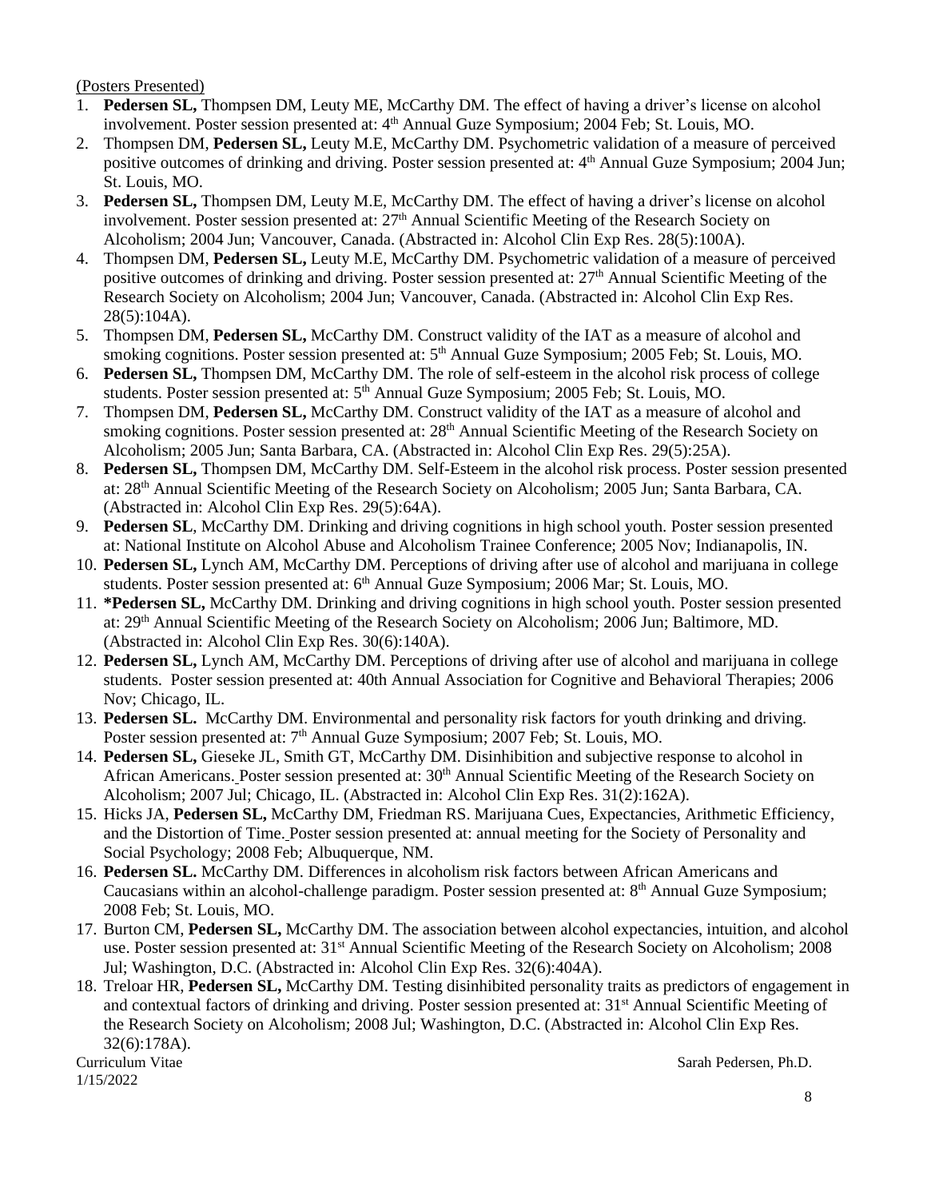(Posters Presented)

1. **Pedersen SL,** Thompsen DM, Leuty ME, McCarthy DM. The effect of having a driver's license on alcohol involvement. Poster session presented at: 4th Annual Guze Symposium; 2004 Feb; St. Louis, MO.
2. Thompsen DM, **Pedersen SL,** Leuty M.E, McCarthy DM. Psychometric validation of a measure of perceived positive outcomes of drinking and driving. Poster session presented at: 4th Annual Guze Symposium; 2004 Jun; St. Louis, MO.
3. **Pedersen SL,** Thompsen DM, Leuty M.E, McCarthy DM. The effect of having a driver's license on alcohol involvement. Poster session presented at: 27th Annual Scientific Meeting of the Research Society on Alcoholism; 2004 Jun; Vancouver, Canada. (Abstracted in: Alcohol Clin Exp Res. 28(5):100A).
4. Thompsen DM, **Pedersen SL,** Leuty M.E, McCarthy DM. Psychometric validation of a measure of perceived positive outcomes of drinking and driving. Poster session presented at: 27th Annual Scientific Meeting of the Research Society on Alcoholism; 2004 Jun; Vancouver, Canada. (Abstracted in: Alcohol Clin Exp Res. 28(5):104A).
5. Thompsen DM, **Pedersen SL,** McCarthy DM. Construct validity of the IAT as a measure of alcohol and smoking cognitions. Poster session presented at: 5th Annual Guze Symposium; 2005 Feb; St. Louis, MO.
6. **Pedersen SL,** Thompsen DM, McCarthy DM. The role of self-esteem in the alcohol risk process of college students. Poster session presented at: 5th Annual Guze Symposium; 2005 Feb; St. Louis, MO.
7. Thompsen DM, **Pedersen SL,** McCarthy DM. Construct validity of the IAT as a measure of alcohol and smoking cognitions. Poster session presented at: 28th Annual Scientific Meeting of the Research Society on Alcoholism; 2005 Jun; Santa Barbara, CA. (Abstracted in: Alcohol Clin Exp Res. 29(5):25A).
8. **Pedersen SL,** Thompsen DM, McCarthy DM. Self-Esteem in the alcohol risk process. Poster session presented at: 28th Annual Scientific Meeting of the Research Society on Alcoholism; 2005 Jun; Santa Barbara, CA. (Abstracted in: Alcohol Clin Exp Res. 29(5):64A).
9. **Pedersen SL**, McCarthy DM. Drinking and driving cognitions in high school youth. Poster session presented at: National Institute on Alcohol Abuse and Alcoholism Trainee Conference; 2005 Nov; Indianapolis, IN.
10. **Pedersen SL,** Lynch AM, McCarthy DM. Perceptions of driving after use of alcohol and marijuana in college students. Poster session presented at: 6th Annual Guze Symposium; 2006 Mar; St. Louis, MO.
11. **\*Pedersen SL,** McCarthy DM. Drinking and driving cognitions in high school youth. Poster session presented at: 29th Annual Scientific Meeting of the Research Society on Alcoholism; 2006 Jun; Baltimore, MD. (Abstracted in: Alcohol Clin Exp Res. 30(6):140A).
12. **Pedersen SL,** Lynch AM, McCarthy DM. Perceptions of driving after use of alcohol and marijuana in college students. Poster session presented at: 40th Annual Association for Cognitive and Behavioral Therapies; 2006 Nov; Chicago, IL.
13. **Pedersen SL.** McCarthy DM. Environmental and personality risk factors for youth drinking and driving. Poster session presented at: 7th Annual Guze Symposium; 2007 Feb; St. Louis, MO.
14. **Pedersen SL,** Gieseke JL, Smith GT, McCarthy DM. Disinhibition and subjective response to alcohol in African Americans. Poster session presented at: 30th Annual Scientific Meeting of the Research Society on Alcoholism; 2007 Jul; Chicago, IL. (Abstracted in: Alcohol Clin Exp Res. 31(2):162A).
15. Hicks JA, **Pedersen SL,** McCarthy DM, Friedman RS. Marijuana Cues, Expectancies, Arithmetic Efficiency, and the Distortion of Time. Poster session presented at: annual meeting for the Society of Personality and Social Psychology; 2008 Feb; Albuquerque, NM.
16. **Pedersen SL.** McCarthy DM. Differences in alcoholism risk factors between African Americans and Caucasians within an alcohol-challenge paradigm. Poster session presented at: 8th Annual Guze Symposium; 2008 Feb; St. Louis, MO.
17. Burton CM, **Pedersen SL,** McCarthy DM. The association between alcohol expectancies, intuition, and alcohol use. Poster session presented at: 31st Annual Scientific Meeting of the Research Society on Alcoholism; 2008 Jul; Washington, D.C. (Abstracted in: Alcohol Clin Exp Res. 32(6):404A).
18. Treloar HR, **Pedersen SL,** McCarthy DM. Testing disinhibited personality traits as predictors of engagement in and contextual factors of drinking and driving. Poster session presented at: 31st Annual Scientific Meeting of the Research Society on Alcoholism; 2008 Jul; Washington, D.C. (Abstracted in: Alcohol Clin Exp Res. 32(6):178A).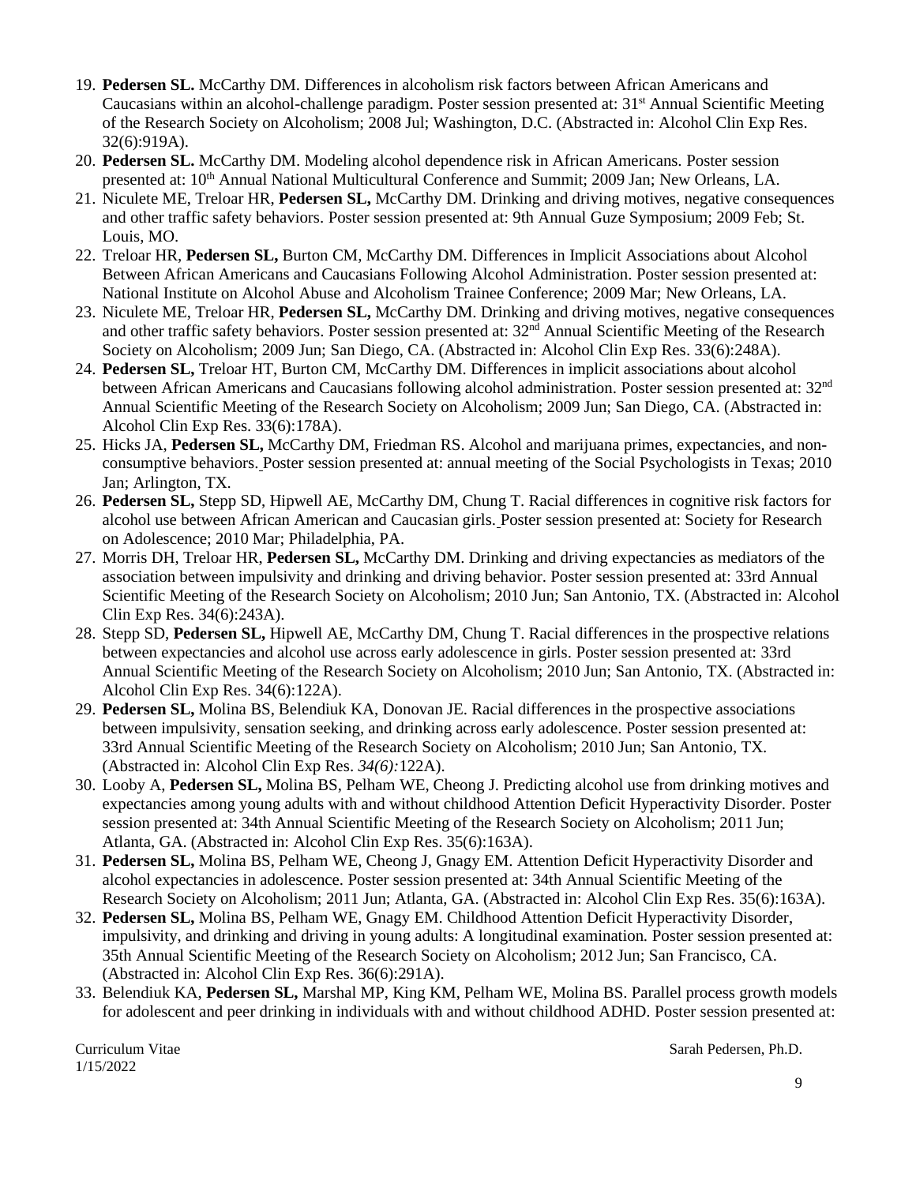19. **Pedersen SL.** McCarthy DM. Differences in alcoholism risk factors between African Americans and Caucasians within an alcohol-challenge paradigm. Poster session presented at: 31st Annual Scientific Meeting of the Research Society on Alcoholism; 2008 Jul; Washington, D.C. (Abstracted in: Alcohol Clin Exp Res. 32(6):919A).
20. **Pedersen SL.** McCarthy DM. Modeling alcohol dependence risk in African Americans. Poster session presented at: 10th Annual National Multicultural Conference and Summit; 2009 Jan; New Orleans, LA.
21. Niculete ME, Treloar HR, **Pedersen SL,** McCarthy DM. Drinking and driving motives, negative consequences and other traffic safety behaviors. Poster session presented at: 9th Annual Guze Symposium; 2009 Feb; St. Louis, MO.
22. Treloar HR, **Pedersen SL,** Burton CM, McCarthy DM. Differences in Implicit Associations about Alcohol Between African Americans and Caucasians Following Alcohol Administration. Poster session presented at: National Institute on Alcohol Abuse and Alcoholism Trainee Conference; 2009 Mar; New Orleans, LA.
23. Niculete ME, Treloar HR, **Pedersen SL,** McCarthy DM. Drinking and driving motives, negative consequences and other traffic safety behaviors. Poster session presented at: 32nd Annual Scientific Meeting of the Research Society on Alcoholism; 2009 Jun; San Diego, CA. (Abstracted in: Alcohol Clin Exp Res. 33(6):248A).
24. **Pedersen SL,** Treloar HT, Burton CM, McCarthy DM. Differences in implicit associations about alcohol between African Americans and Caucasians following alcohol administration. Poster session presented at: 32nd Annual Scientific Meeting of the Research Society on Alcoholism; 2009 Jun; San Diego, CA. (Abstracted in: Alcohol Clin Exp Res. 33(6):178A).
25. Hicks JA, **Pedersen SL,** McCarthy DM, Friedman RS. Alcohol and marijuana primes, expectancies, and non-consumptive behaviors. Poster session presented at: annual meeting of the Social Psychologists in Texas; 2010 Jan; Arlington, TX.
26. **Pedersen SL,** Stepp SD, Hipwell AE, McCarthy DM, Chung T. Racial differences in cognitive risk factors for alcohol use between African American and Caucasian girls. Poster session presented at: Society for Research on Adolescence; 2010 Mar; Philadelphia, PA.
27. Morris DH, Treloar HR, **Pedersen SL,** McCarthy DM. Drinking and driving expectancies as mediators of the association between impulsivity and drinking and driving behavior. Poster session presented at: 33rd Annual Scientific Meeting of the Research Society on Alcoholism; 2010 Jun; San Antonio, TX. (Abstracted in: Alcohol Clin Exp Res. 34(6):243A).
28. Stepp SD, **Pedersen SL,** Hipwell AE, McCarthy DM, Chung T. Racial differences in the prospective relations between expectancies and alcohol use across early adolescence in girls. Poster session presented at: 33rd Annual Scientific Meeting of the Research Society on Alcoholism; 2010 Jun; San Antonio, TX. (Abstracted in: Alcohol Clin Exp Res. 34(6):122A).
29. **Pedersen SL,** Molina BS, Belendiuk KA, Donovan JE. Racial differences in the prospective associations between impulsivity, sensation seeking, and drinking across early adolescence. Poster session presented at: 33rd Annual Scientific Meeting of the Research Society on Alcoholism; 2010 Jun; San Antonio, TX. (Abstracted in: Alcohol Clin Exp Res. *34(6):*122A).
30. Looby A, **Pedersen SL,** Molina BS, Pelham WE, Cheong J. Predicting alcohol use from drinking motives and expectancies among young adults with and without childhood Attention Deficit Hyperactivity Disorder. Poster session presented at: 34th Annual Scientific Meeting of the Research Society on Alcoholism; 2011 Jun; Atlanta, GA. (Abstracted in: Alcohol Clin Exp Res. 35(6):163A).
31. **Pedersen SL,** Molina BS, Pelham WE, Cheong J, Gnagy EM. Attention Deficit Hyperactivity Disorder and alcohol expectancies in adolescence. Poster session presented at: 34th Annual Scientific Meeting of the Research Society on Alcoholism; 2011 Jun; Atlanta, GA. (Abstracted in: Alcohol Clin Exp Res. 35(6):163A).
32. **Pedersen SL,** Molina BS, Pelham WE, Gnagy EM. Childhood Attention Deficit Hyperactivity Disorder, impulsivity, and drinking and driving in young adults: A longitudinal examination. Poster session presented at: 35th Annual Scientific Meeting of the Research Society on Alcoholism; 2012 Jun; San Francisco, CA. (Abstracted in: Alcohol Clin Exp Res. 36(6):291A).
33. Belendiuk KA, **Pedersen SL,** Marshal MP, King KM, Pelham WE, Molina BS. Parallel process growth models for adolescent and peer drinking in individuals with and without childhood ADHD. Poster session presented at: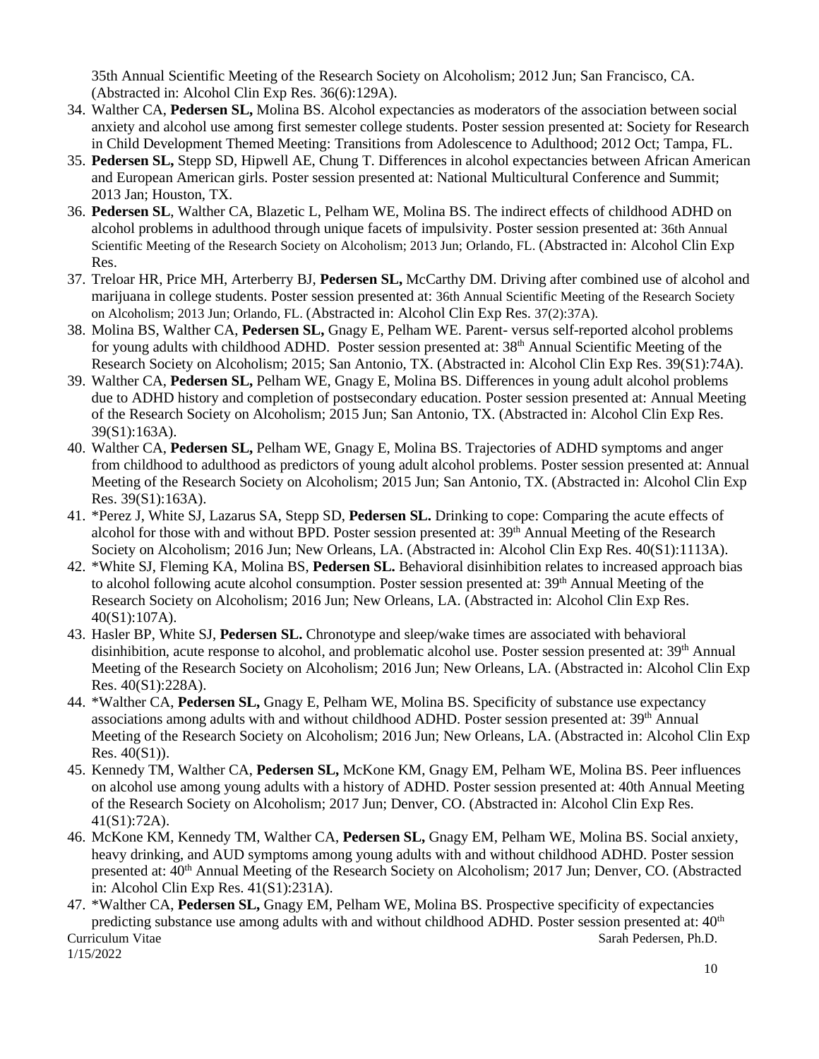35th Annual Scientific Meeting of the Research Society on Alcoholism; 2012 Jun; San Francisco, CA. (Abstracted in: Alcohol Clin Exp Res. 36(6):129A).

34. Walther CA, **Pedersen SL,** Molina BS. Alcohol expectancies as moderators of the association between social anxiety and alcohol use among first semester college students. Poster session presented at: Society for Research in Child Development Themed Meeting: Transitions from Adolescence to Adulthood; 2012 Oct; Tampa, FL.
35. **Pedersen SL,** Stepp SD, Hipwell AE, Chung T. Differences in alcohol expectancies between African American and European American girls. Poster session presented at: National Multicultural Conference and Summit; 2013 Jan; Houston, TX.
36. **Pedersen SL**, Walther CA, Blazetic L, Pelham WE, Molina BS. The indirect effects of childhood ADHD on alcohol problems in adulthood through unique facets of impulsivity. Poster session presented at: 36th Annual Scientific Meeting of the Research Society on Alcoholism; 2013 Jun; Orlando, FL. (Abstracted in: Alcohol Clin Exp Res.
37. Treloar HR, Price MH, Arterberry BJ, **Pedersen SL,** McCarthy DM. Driving after combined use of alcohol and marijuana in college students. Poster session presented at: 36th Annual Scientific Meeting of the Research Society on Alcoholism; 2013 Jun; Orlando, FL. (Abstracted in: Alcohol Clin Exp Res. 37(2):37A).
38. Molina BS, Walther CA, **Pedersen SL,** Gnagy E, Pelham WE. Parent- versus self-reported alcohol problems for young adults with childhood ADHD. Poster session presented at: 38th Annual Scientific Meeting of the Research Society on Alcoholism; 2015; San Antonio, TX. (Abstracted in: Alcohol Clin Exp Res. 39(S1):74A).
39. Walther CA, **Pedersen SL,** Pelham WE, Gnagy E, Molina BS. Differences in young adult alcohol problems due to ADHD history and completion of postsecondary education. Poster session presented at: Annual Meeting of the Research Society on Alcoholism; 2015 Jun; San Antonio, TX. (Abstracted in: Alcohol Clin Exp Res. 39(S1):163A).
40. Walther CA, **Pedersen SL,** Pelham WE, Gnagy E, Molina BS. Trajectories of ADHD symptoms and anger from childhood to adulthood as predictors of young adult alcohol problems. Poster session presented at: Annual Meeting of the Research Society on Alcoholism; 2015 Jun; San Antonio, TX. (Abstracted in: Alcohol Clin Exp Res. 39(S1):163A).
41. *Perez J, White SJ, Lazarus SA, Stepp SD, **Pedersen SL.** Drinking to cope: Comparing the acute effects of alcohol for those with and without BPD. Poster session presented at: 39th Annual Meeting of the Research Society on Alcoholism; 2016 Jun; New Orleans, LA. (Abstracted in: Alcohol Clin Exp Res. 40(S1):1113A).
42. *White SJ, Fleming KA, Molina BS, **Pedersen SL.** Behavioral disinhibition relates to increased approach bias to alcohol following acute alcohol consumption. Poster session presented at: 39th Annual Meeting of the Research Society on Alcoholism; 2016 Jun; New Orleans, LA. (Abstracted in: Alcohol Clin Exp Res. 40(S1):107A).
43. Hasler BP, White SJ, **Pedersen SL.** Chronotype and sleep/wake times are associated with behavioral disinhibition, acute response to alcohol, and problematic alcohol use. Poster session presented at: 39th Annual Meeting of the Research Society on Alcoholism; 2016 Jun; New Orleans, LA. (Abstracted in: Alcohol Clin Exp Res. 40(S1):228A).
44. *Walther CA, **Pedersen SL,** Gnagy E, Pelham WE, Molina BS. Specificity of substance use expectancy associations among adults with and without childhood ADHD. Poster session presented at: 39th Annual Meeting of the Research Society on Alcoholism; 2016 Jun; New Orleans, LA. (Abstracted in: Alcohol Clin Exp Res. 40(S1)).
45. Kennedy TM, Walther CA, **Pedersen SL,** McKone KM, Gnagy EM, Pelham WE, Molina BS. Peer influences on alcohol use among young adults with a history of ADHD. Poster session presented at: 40th Annual Meeting of the Research Society on Alcoholism; 2017 Jun; Denver, CO. (Abstracted in: Alcohol Clin Exp Res. 41(S1):72A).
46. McKone KM, Kennedy TM, Walther CA, **Pedersen SL,** Gnagy EM, Pelham WE, Molina BS. Social anxiety, heavy drinking, and AUD symptoms among young adults with and without childhood ADHD. Poster session presented at: 40th Annual Meeting of the Research Society on Alcoholism; 2017 Jun; Denver, CO. (Abstracted in: Alcohol Clin Exp Res. 41(S1):231A).
47. *Walther CA, **Pedersen SL,** Gnagy EM, Pelham WE, Molina BS. Prospective specificity of expectancies predicting substance use among adults with and without childhood ADHD. Poster session presented at: 40th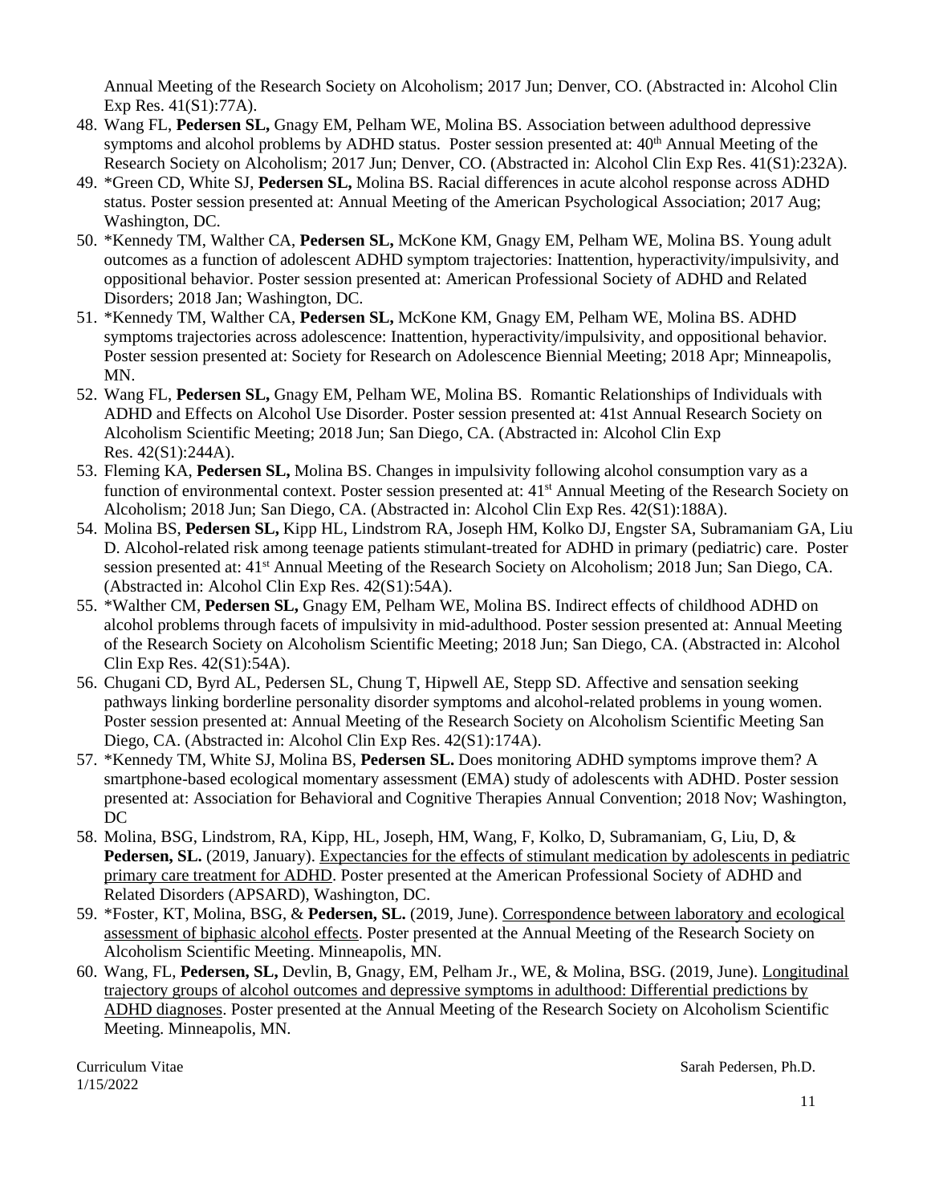Annual Meeting of the Research Society on Alcoholism; 2017 Jun; Denver, CO. (Abstracted in: Alcohol Clin Exp Res. 41(S1):77A).

48. Wang FL, **Pedersen SL,** Gnagy EM, Pelham WE, Molina BS. Association between adulthood depressive symptoms and alcohol problems by ADHD status. Poster session presented at: 40th Annual Meeting of the Research Society on Alcoholism; 2017 Jun; Denver, CO. (Abstracted in: Alcohol Clin Exp Res. 41(S1):232A).
49. *Green CD, White SJ, **Pedersen SL,** Molina BS. Racial differences in acute alcohol response across ADHD status. Poster session presented at: Annual Meeting of the American Psychological Association; 2017 Aug; Washington, DC.
50. *Kennedy TM, Walther CA, **Pedersen SL,** McKone KM, Gnagy EM, Pelham WE, Molina BS. Young adult outcomes as a function of adolescent ADHD symptom trajectories: Inattention, hyperactivity/impulsivity, and oppositional behavior. Poster session presented at: American Professional Society of ADHD and Related Disorders; 2018 Jan; Washington, DC.
51. *Kennedy TM, Walther CA, **Pedersen SL,** McKone KM, Gnagy EM, Pelham WE, Molina BS. ADHD symptoms trajectories across adolescence: Inattention, hyperactivity/impulsivity, and oppositional behavior. Poster session presented at: Society for Research on Adolescence Biennial Meeting; 2018 Apr; Minneapolis, MN.
52. Wang FL, **Pedersen SL,** Gnagy EM, Pelham WE, Molina BS. Romantic Relationships of Individuals with ADHD and Effects on Alcohol Use Disorder. Poster session presented at: 41st Annual Research Society on Alcoholism Scientific Meeting; 2018 Jun; San Diego, CA. (Abstracted in: Alcohol Clin Exp Res. 42(S1):244A).
53. Fleming KA, **Pedersen SL,** Molina BS. Changes in impulsivity following alcohol consumption vary as a function of environmental context. Poster session presented at: 41st Annual Meeting of the Research Society on Alcoholism; 2018 Jun; San Diego, CA. (Abstracted in: Alcohol Clin Exp Res. 42(S1):188A).
54. Molina BS, **Pedersen SL,** Kipp HL, Lindstrom RA, Joseph HM, Kolko DJ, Engster SA, Subramaniam GA, Liu D. Alcohol-related risk among teenage patients stimulant-treated for ADHD in primary (pediatric) care. Poster session presented at: 41st Annual Meeting of the Research Society on Alcoholism; 2018 Jun; San Diego, CA. (Abstracted in: Alcohol Clin Exp Res. 42(S1):54A).
55. *Walther CM, **Pedersen SL,** Gnagy EM, Pelham WE, Molina BS. Indirect effects of childhood ADHD on alcohol problems through facets of impulsivity in mid-adulthood. Poster session presented at: Annual Meeting of the Research Society on Alcoholism Scientific Meeting; 2018 Jun; San Diego, CA. (Abstracted in: Alcohol Clin Exp Res. 42(S1):54A).
56. Chugani CD, Byrd AL, Pedersen SL, Chung T, Hipwell AE, Stepp SD. Affective and sensation seeking pathways linking borderline personality disorder symptoms and alcohol-related problems in young women. Poster session presented at: Annual Meeting of the Research Society on Alcoholism Scientific Meeting San Diego, CA. (Abstracted in: Alcohol Clin Exp Res. 42(S1):174A).
57. *Kennedy TM, White SJ, Molina BS, **Pedersen SL.** Does monitoring ADHD symptoms improve them? A smartphone-based ecological momentary assessment (EMA) study of adolescents with ADHD. Poster session presented at: Association for Behavioral and Cognitive Therapies Annual Convention; 2018 Nov; Washington, DC
58. Molina, BSG, Lindstrom, RA, Kipp, HL, Joseph, HM, Wang, F, Kolko, D, Subramaniam, G, Liu, D, & **Pedersen, SL.** (2019, January). Expectancies for the effects of stimulant medication by adolescents in pediatric primary care treatment for ADHD. Poster presented at the American Professional Society of ADHD and Related Disorders (APSARD), Washington, DC.
59. *Foster, KT, Molina, BSG, & **Pedersen, SL.** (2019, June). Correspondence between laboratory and ecological assessment of biphasic alcohol effects. Poster presented at the Annual Meeting of the Research Society on Alcoholism Scientific Meeting. Minneapolis, MN.
60. Wang, FL, **Pedersen, SL,** Devlin, B, Gnagy, EM, Pelham Jr., WE, & Molina, BSG. (2019, June). Longitudinal trajectory groups of alcohol outcomes and depressive symptoms in adulthood: Differential predictions by ADHD diagnoses. Poster presented at the Annual Meeting of the Research Society on Alcoholism Scientific Meeting. Minneapolis, MN.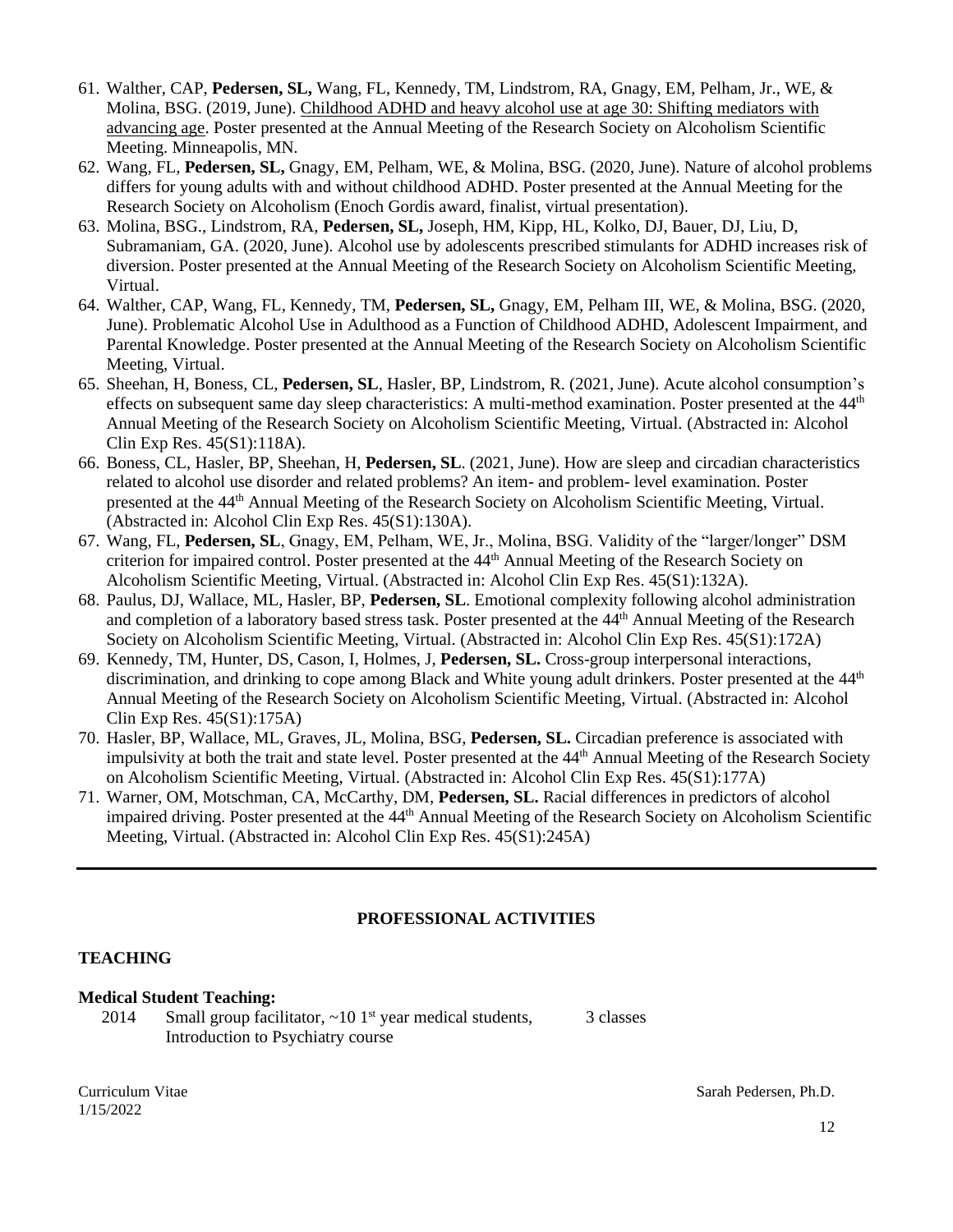61. Walther, CAP, **Pedersen, SL,** Wang, FL, Kennedy, TM, Lindstrom, RA, Gnagy, EM, Pelham, Jr., WE, & Molina, BSG. (2019, June). Childhood ADHD and heavy alcohol use at age 30: Shifting mediators with advancing age. Poster presented at the Annual Meeting of the Research Society on Alcoholism Scientific Meeting. Minneapolis, MN.
62. Wang, FL, **Pedersen, SL,** Gnagy, EM, Pelham, WE, & Molina, BSG. (2020, June). Nature of alcohol problems differs for young adults with and without childhood ADHD. Poster presented at the Annual Meeting for the Research Society on Alcoholism (Enoch Gordis award, finalist, virtual presentation).
63. Molina, BSG., Lindstrom, RA, **Pedersen, SL,** Joseph, HM, Kipp, HL, Kolko, DJ, Bauer, DJ, Liu, D, Subramaniam, GA. (2020, June). Alcohol use by adolescents prescribed stimulants for ADHD increases risk of diversion. Poster presented at the Annual Meeting of the Research Society on Alcoholism Scientific Meeting, Virtual.
64. Walther, CAP, Wang, FL, Kennedy, TM, **Pedersen, SL,** Gnagy, EM, Pelham III, WE, & Molina, BSG. (2020, June). Problematic Alcohol Use in Adulthood as a Function of Childhood ADHD, Adolescent Impairment, and Parental Knowledge. Poster presented at the Annual Meeting of the Research Society on Alcoholism Scientific Meeting, Virtual.
65. Sheehan, H, Boness, CL, **Pedersen, SL**, Hasler, BP, Lindstrom, R. (2021, June). Acute alcohol consumption's effects on subsequent same day sleep characteristics: A multi-method examination. Poster presented at the 44th Annual Meeting of the Research Society on Alcoholism Scientific Meeting, Virtual. (Abstracted in: Alcohol Clin Exp Res. 45(S1):118A).
66. Boness, CL, Hasler, BP, Sheehan, H, **Pedersen, SL**. (2021, June). How are sleep and circadian characteristics related to alcohol use disorder and related problems? An item- and problem- level examination. Poster presented at the 44th Annual Meeting of the Research Society on Alcoholism Scientific Meeting, Virtual. (Abstracted in: Alcohol Clin Exp Res. 45(S1):130A).
67. Wang, FL, **Pedersen, SL**, Gnagy, EM, Pelham, WE, Jr., Molina, BSG. Validity of the "larger/longer" DSM criterion for impaired control. Poster presented at the 44th Annual Meeting of the Research Society on Alcoholism Scientific Meeting, Virtual. (Abstracted in: Alcohol Clin Exp Res. 45(S1):132A).
68. Paulus, DJ, Wallace, ML, Hasler, BP, **Pedersen, SL**. Emotional complexity following alcohol administration and completion of a laboratory based stress task. Poster presented at the 44th Annual Meeting of the Research Society on Alcoholism Scientific Meeting, Virtual. (Abstracted in: Alcohol Clin Exp Res. 45(S1):172A)
69. Kennedy, TM, Hunter, DS, Cason, I, Holmes, J, **Pedersen, SL.** Cross-group interpersonal interactions, discrimination, and drinking to cope among Black and White young adult drinkers. Poster presented at the 44th Annual Meeting of the Research Society on Alcoholism Scientific Meeting, Virtual. (Abstracted in: Alcohol Clin Exp Res. 45(S1):175A)
70. Hasler, BP, Wallace, ML, Graves, JL, Molina, BSG, **Pedersen, SL.** Circadian preference is associated with impulsivity at both the trait and state level. Poster presented at the 44th Annual Meeting of the Research Society on Alcoholism Scientific Meeting, Virtual. (Abstracted in: Alcohol Clin Exp Res. 45(S1):177A)
71. Warner, OM, Motschman, CA, McCarthy, DM, **Pedersen, SL.** Racial differences in predictors of alcohol impaired driving. Poster presented at the 44th Annual Meeting of the Research Society on Alcoholism Scientific Meeting, Virtual. (Abstracted in: Alcohol Clin Exp Res. 45(S1):245A)

---

## PROFESSIONAL ACTIVITIES

### TEACHING

**Medical Student Teaching:**

| | | |
|---|---|---|
| 2014 | Small group facilitator, ~10 1st year medical students, Introduction to Psychiatry course | 3 classes |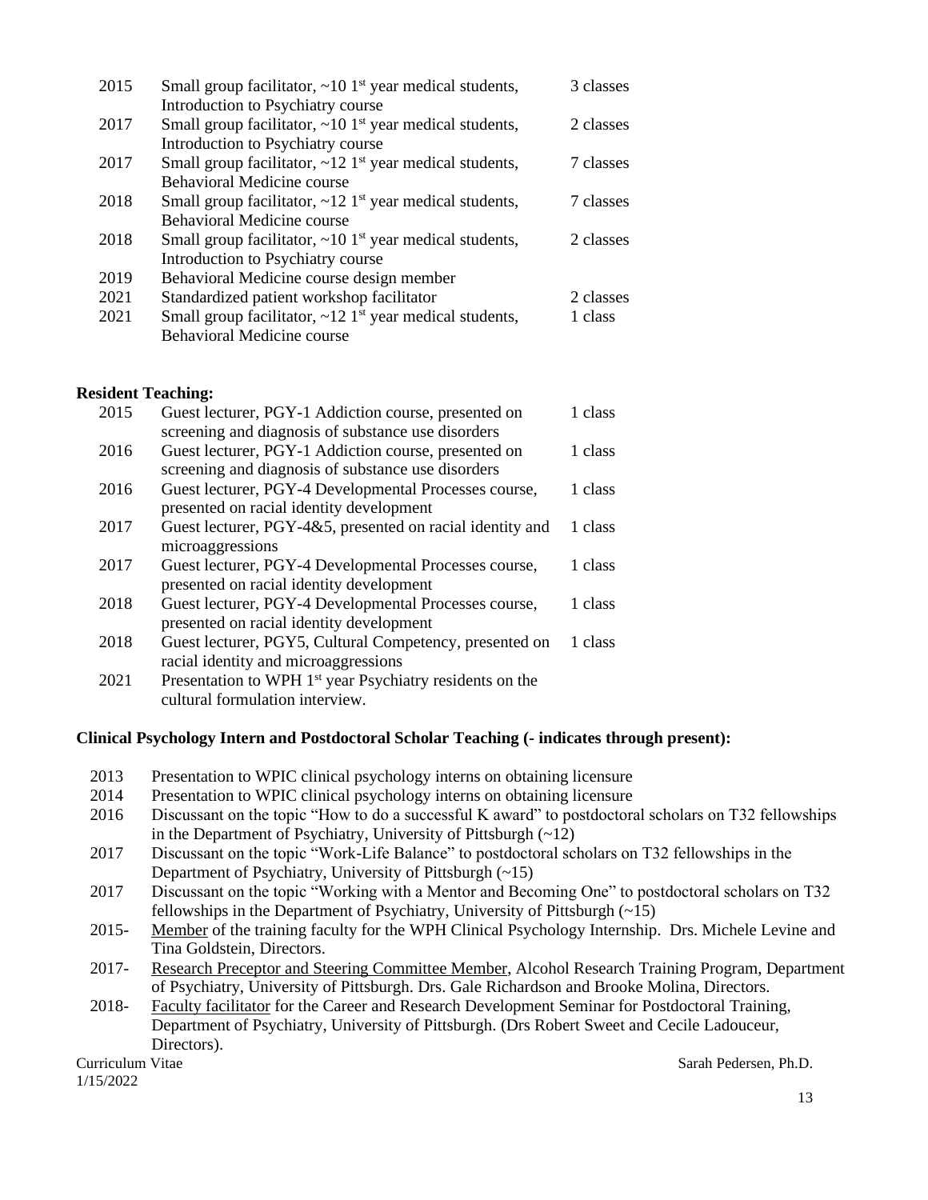| | | |
|---|---|---|
| 2015 | Small group facilitator, ~10 1st year medical students, Introduction to Psychiatry course | 3 classes |
| 2017 | Small group facilitator, ~10 1st year medical students, Introduction to Psychiatry course | 2 classes |
| 2017 | Small group facilitator, ~12 1st year medical students, Behavioral Medicine course | 7 classes |
| 2018 | Small group facilitator, ~12 1st year medical students, Behavioral Medicine course | 7 classes |
| 2018 | Small group facilitator, ~10 1st year medical students, Introduction to Psychiatry course | 2 classes |
| 2019 | Behavioral Medicine course design member | |
| 2021 | Standardized patient workshop facilitator | 2 classes |
| 2021 | Small group facilitator, ~12 1st year medical students, Behavioral Medicine course | 1 class |

**Resident Teaching:**

| | | |
|---|---|---|
| 2015 | Guest lecturer, PGY-1 Addiction course, presented on screening and diagnosis of substance use disorders | 1 class |
| 2016 | Guest lecturer, PGY-1 Addiction course, presented on screening and diagnosis of substance use disorders | 1 class |
| 2016 | Guest lecturer, PGY-4 Developmental Processes course, presented on racial identity development | 1 class |
| 2017 | Guest lecturer, PGY-4&5, presented on racial identity and microaggressions | 1 class |
| 2017 | Guest lecturer, PGY-4 Developmental Processes course, presented on racial identity development | 1 class |
| 2018 | Guest lecturer, PGY-4 Developmental Processes course, presented on racial identity development | 1 class |
| 2018 | Guest lecturer, PGY5, Cultural Competency, presented on racial identity and microaggressions | 1 class |
| 2021 | Presentation to WPH 1st year Psychiatry residents on the cultural formulation interview. | |

**Clinical Psychology Intern and Postdoctoral Scholar Teaching (- indicates through present):**

| | |
|---|---|
| 2013 | Presentation to WPIC clinical psychology interns on obtaining licensure |
| 2014 | Presentation to WPIC clinical psychology interns on obtaining licensure |
| 2016 | Discussant on the topic "How to do a successful K award" to postdoctoral scholars on T32 fellowships in the Department of Psychiatry, University of Pittsburgh (~12) |
| 2017 | Discussant on the topic "Work-Life Balance" to postdoctoral scholars on T32 fellowships in the Department of Psychiatry, University of Pittsburgh (~15) |
| 2017 | Discussant on the topic "Working with a Mentor and Becoming One" to postdoctoral scholars on T32 fellowships in the Department of Psychiatry, University of Pittsburgh (~15) |
| 2015- | Member of the training faculty for the WPH Clinical Psychology Internship. Drs. Michele Levine and Tina Goldstein, Directors. |
| 2017- | Research Preceptor and Steering Committee Member, Alcohol Research Training Program, Department of Psychiatry, University of Pittsburgh. Drs. Gale Richardson and Brooke Molina, Directors. |
| 2018- | Faculty facilitator for the Career and Research Development Seminar for Postdoctoral Training, Department of Psychiatry, University of Pittsburgh. (Drs Robert Sweet and Cecile Ladouceur, Directors). |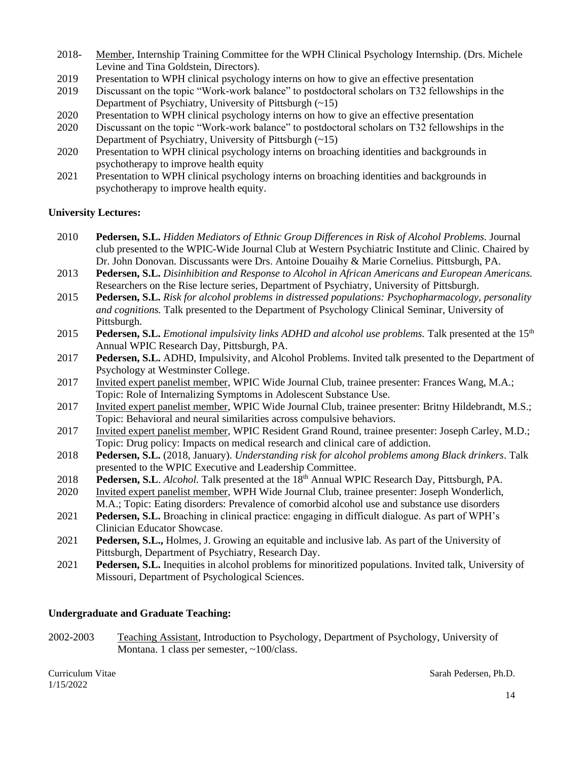2018- Member, Internship Training Committee for the WPH Clinical Psychology Internship. (Drs. Michele Levine and Tina Goldstein, Directors).

2019 Presentation to WPH clinical psychology interns on how to give an effective presentation

2019 Discussant on the topic "Work-work balance" to postdoctoral scholars on T32 fellowships in the Department of Psychiatry, University of Pittsburgh (~15)

2020 Presentation to WPH clinical psychology interns on how to give an effective presentation

2020 Discussant on the topic "Work-work balance" to postdoctoral scholars on T32 fellowships in the Department of Psychiatry, University of Pittsburgh (~15)

2020 Presentation to WPH clinical psychology interns on broaching identities and backgrounds in psychotherapy to improve health equity

2021 Presentation to WPH clinical psychology interns on broaching identities and backgrounds in psychotherapy to improve health equity.

**University Lectures:**

2010 **Pedersen, S.L.** *Hidden Mediators of Ethnic Group Differences in Risk of Alcohol Problems.* Journal club presented to the WPIC-Wide Journal Club at Western Psychiatric Institute and Clinic. Chaired by Dr. John Donovan. Discussants were Drs. Antoine Douaihy & Marie Cornelius. Pittsburgh, PA.

2013 **Pedersen, S.L.** *Disinhibition and Response to Alcohol in African Americans and European Americans.* Researchers on the Rise lecture series, Department of Psychiatry, University of Pittsburgh.

2015 **Pedersen, S.L.** *Risk for alcohol problems in distressed populations: Psychopharmacology, personality and cognitions.* Talk presented to the Department of Psychology Clinical Seminar, University of Pittsburgh.

2015 **Pedersen, S.L.** *Emotional impulsivity links ADHD and alcohol use problems.* Talk presented at the 15th Annual WPIC Research Day, Pittsburgh, PA.

2017 **Pedersen, S.L.** ADHD, Impulsivity, and Alcohol Problems. Invited talk presented to the Department of Psychology at Westminster College.

2017 Invited expert panelist member, WPIC Wide Journal Club, trainee presenter: Frances Wang, M.A.; Topic: Role of Internalizing Symptoms in Adolescent Substance Use.

2017 Invited expert panelist member, WPIC Wide Journal Club, trainee presenter: Britny Hildebrandt, M.S.; Topic: Behavioral and neural similarities across compulsive behaviors.

2017 Invited expert panelist member, WPIC Resident Grand Round, trainee presenter: Joseph Carley, M.D.; Topic: Drug policy: Impacts on medical research and clinical care of addiction.

2018 **Pedersen, S.L.** (2018, January). *Understanding risk for alcohol problems among Black drinkers*. Talk presented to the WPIC Executive and Leadership Committee.

2018 **Pedersen, S.L**. *Alcohol.* Talk presented at the 18th Annual WPIC Research Day, Pittsburgh, PA.

2020 Invited expert panelist member, WPH Wide Journal Club, trainee presenter: Joseph Wonderlich, M.A.; Topic: Eating disorders: Prevalence of comorbid alcohol use and substance use disorders

2021 **Pedersen, S.L.** Broaching in clinical practice: engaging in difficult dialogue. As part of WPH's Clinician Educator Showcase.

2021 **Pedersen, S.L.,** Holmes, J. Growing an equitable and inclusive lab. As part of the University of Pittsburgh, Department of Psychiatry, Research Day.

2021 **Pedersen, S.L.** Inequities in alcohol problems for minoritized populations. Invited talk, University of Missouri, Department of Psychological Sciences.

**Undergraduate and Graduate Teaching:**

2002-2003 Teaching Assistant, Introduction to Psychology, Department of Psychology, University of Montana. 1 class per semester, ~100/class.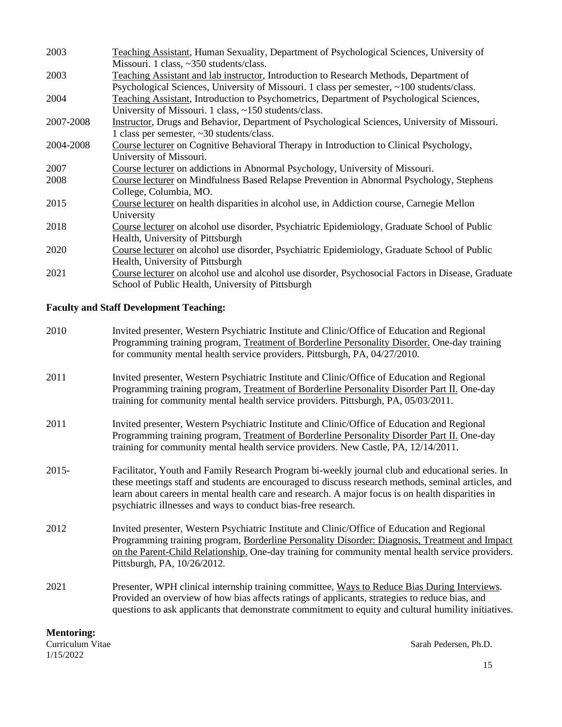2003 Teaching Assistant, Human Sexuality, Department of Psychological Sciences, University of Missouri. 1 class, ~350 students/class.

2003 Teaching Assistant and lab instructor, Introduction to Research Methods, Department of Psychological Sciences, University of Missouri. 1 class per semester, ~100 students/class.

2004 Teaching Assistant, Introduction to Psychometrics, Department of Psychological Sciences, University of Missouri. 1 class, ~150 students/class.

2007-2008 Instructor, Drugs and Behavior, Department of Psychological Sciences, University of Missouri. 1 class per semester, ~30 students/class.

2004-2008 Course lecturer on Cognitive Behavioral Therapy in Introduction to Clinical Psychology, University of Missouri.

2007 Course lecturer on addictions in Abnormal Psychology, University of Missouri.

2008 Course lecturer on Mindfulness Based Relapse Prevention in Abnormal Psychology, Stephens College, Columbia, MO.

2015 Course lecturer on health disparities in alcohol use, in Addiction course, Carnegie Mellon University

2018 Course lecturer on alcohol use disorder, Psychiatric Epidemiology, Graduate School of Public Health, University of Pittsburgh

2020 Course lecturer on alcohol use disorder, Psychiatric Epidemiology, Graduate School of Public Health, University of Pittsburgh

2021 Course lecturer on alcohol use and alcohol use disorder, Psychosocial Factors in Disease, Graduate School of Public Health, University of Pittsburgh

**Faculty and Staff Development Teaching:**

2010 Invited presenter, Western Psychiatric Institute and Clinic/Office of Education and Regional Programming training program, Treatment of Borderline Personality Disorder. One-day training for community mental health service providers. Pittsburgh, PA, 04/27/2010.

2011 Invited presenter, Western Psychiatric Institute and Clinic/Office of Education and Regional Programming training program, Treatment of Borderline Personality Disorder Part II. One-day training for community mental health service providers. Pittsburgh, PA, 05/03/2011.

2011 Invited presenter, Western Psychiatric Institute and Clinic/Office of Education and Regional Programming training program, Treatment of Borderline Personality Disorder Part II. One-day training for community mental health service providers. New Castle, PA, 12/14/2011.

2015- Facilitator, Youth and Family Research Program bi-weekly journal club and educational series. In these meetings staff and students are encouraged to discuss research methods, seminal articles, and learn about careers in mental health care and research. A major focus is on health disparities in psychiatric illnesses and ways to conduct bias-free research.

2012 Invited presenter, Western Psychiatric Institute and Clinic/Office of Education and Regional Programming training program, Borderline Personality Disorder: Diagnosis, Treatment and Impact on the Parent-Child Relationship. One-day training for community mental health service providers. Pittsburgh, PA, 10/26/2012.

2021 Presenter, WPH clinical internship training committee, Ways to Reduce Bias During Interviews. Provided an overview of how bias affects ratings of applicants, strategies to reduce bias, and questions to ask applicants that demonstrate commitment to equity and cultural humility initiatives.

**Mentoring:**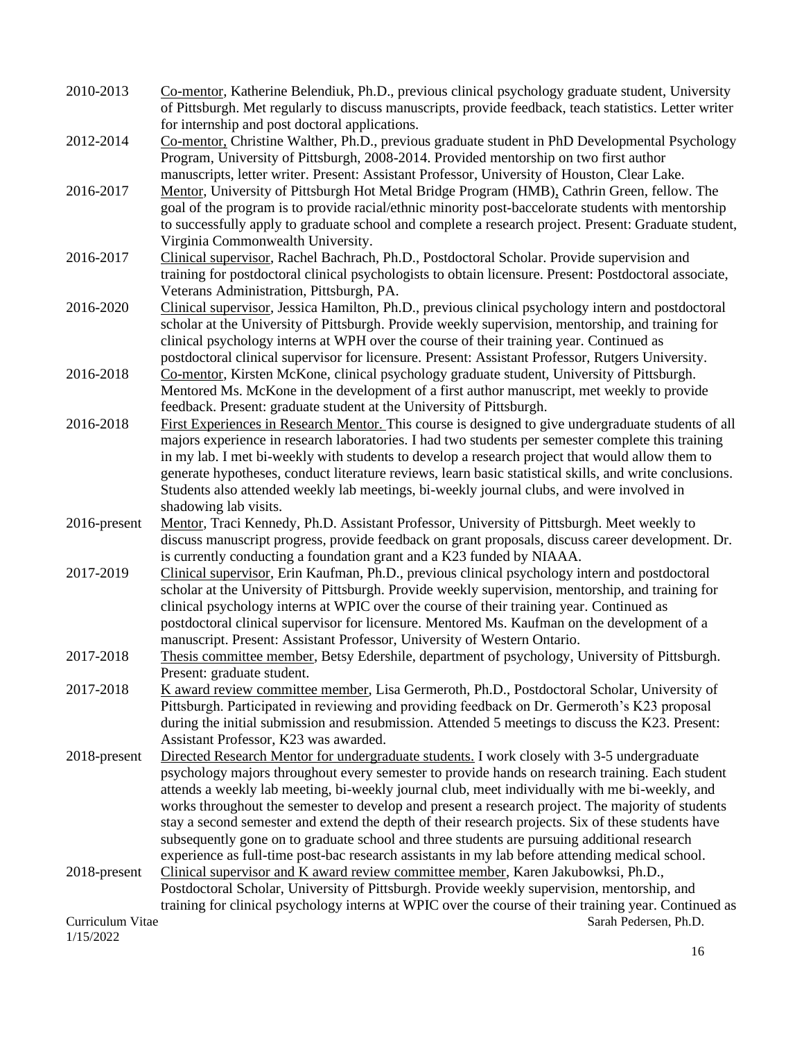2010-2013 Co-mentor, Katherine Belendiuk, Ph.D., previous clinical psychology graduate student, University of Pittsburgh. Met regularly to discuss manuscripts, provide feedback, teach statistics. Letter writer for internship and post doctoral applications.

2012-2014 Co-mentor, Christine Walther, Ph.D., previous graduate student in PhD Developmental Psychology Program, University of Pittsburgh, 2008-2014. Provided mentorship on two first author manuscripts, letter writer. Present: Assistant Professor, University of Houston, Clear Lake.

2016-2017 Mentor, University of Pittsburgh Hot Metal Bridge Program (HMB), Cathrin Green, fellow. The goal of the program is to provide racial/ethnic minority post-baccelorate students with mentorship to successfully apply to graduate school and complete a research project. Present: Graduate student, Virginia Commonwealth University.

2016-2017 Clinical supervisor, Rachel Bachrach, Ph.D., Postdoctoral Scholar. Provide supervision and training for postdoctoral clinical psychologists to obtain licensure. Present: Postdoctoral associate, Veterans Administration, Pittsburgh, PA.

2016-2020 Clinical supervisor, Jessica Hamilton, Ph.D., previous clinical psychology intern and postdoctoral scholar at the University of Pittsburgh. Provide weekly supervision, mentorship, and training for clinical psychology interns at WPH over the course of their training year. Continued as postdoctoral clinical supervisor for licensure. Present: Assistant Professor, Rutgers University.

2016-2018 Co-mentor, Kirsten McKone, clinical psychology graduate student, University of Pittsburgh. Mentored Ms. McKone in the development of a first author manuscript, met weekly to provide feedback. Present: graduate student at the University of Pittsburgh.

2016-2018 First Experiences in Research Mentor. This course is designed to give undergraduate students of all majors experience in research laboratories. I had two students per semester complete this training in my lab. I met bi-weekly with students to develop a research project that would allow them to generate hypotheses, conduct literature reviews, learn basic statistical skills, and write conclusions. Students also attended weekly lab meetings, bi-weekly journal clubs, and were involved in shadowing lab visits.

2016-present Mentor, Traci Kennedy, Ph.D. Assistant Professor, University of Pittsburgh. Meet weekly to discuss manuscript progress, provide feedback on grant proposals, discuss career development. Dr. is currently conducting a foundation grant and a K23 funded by NIAAA.

2017-2019 Clinical supervisor, Erin Kaufman, Ph.D., previous clinical psychology intern and postdoctoral scholar at the University of Pittsburgh. Provide weekly supervision, mentorship, and training for clinical psychology interns at WPIC over the course of their training year. Continued as postdoctoral clinical supervisor for licensure. Mentored Ms. Kaufman on the development of a manuscript. Present: Assistant Professor, University of Western Ontario.

2017-2018 Thesis committee member, Betsy Edershile, department of psychology, University of Pittsburgh. Present: graduate student.

2017-2018 K award review committee member, Lisa Germeroth, Ph.D., Postdoctoral Scholar, University of Pittsburgh. Participated in reviewing and providing feedback on Dr. Germeroth's K23 proposal during the initial submission and resubmission. Attended 5 meetings to discuss the K23. Present: Assistant Professor, K23 was awarded.

2018-present Directed Research Mentor for undergraduate students. I work closely with 3-5 undergraduate psychology majors throughout every semester to provide hands on research training. Each student attends a weekly lab meeting, bi-weekly journal club, meet individually with me bi-weekly, and works throughout the semester to develop and present a research project. The majority of students stay a second semester and extend the depth of their research projects. Six of these students have subsequently gone on to graduate school and three students are pursuing additional research experience as full-time post-bac research assistants in my lab before attending medical school.

2018-present Clinical supervisor and K award review committee member, Karen Jakubowksi, Ph.D., Postdoctoral Scholar, University of Pittsburgh. Provide weekly supervision, mentorship, and training for clinical psychology interns at WPIC over the course of their training year. Continued as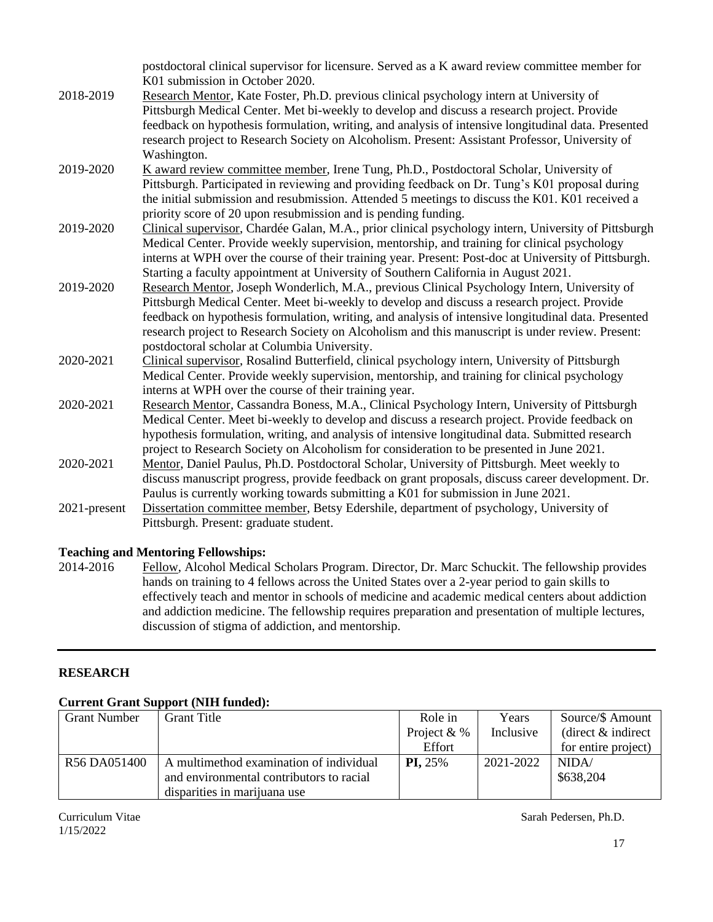postdoctoral clinical supervisor for licensure. Served as a K award review committee member for K01 submission in October 2020.

2018-2019 Research Mentor, Kate Foster, Ph.D. previous clinical psychology intern at University of Pittsburgh Medical Center. Met bi-weekly to develop and discuss a research project. Provide feedback on hypothesis formulation, writing, and analysis of intensive longitudinal data. Presented research project to Research Society on Alcoholism. Present: Assistant Professor, University of Washington.

2019-2020 K award review committee member, Irene Tung, Ph.D., Postdoctoral Scholar, University of Pittsburgh. Participated in reviewing and providing feedback on Dr. Tung's K01 proposal during the initial submission and resubmission. Attended 5 meetings to discuss the K01. K01 received a priority score of 20 upon resubmission and is pending funding.

2019-2020 Clinical supervisor, Chardée Galan, M.A., prior clinical psychology intern, University of Pittsburgh Medical Center. Provide weekly supervision, mentorship, and training for clinical psychology interns at WPH over the course of their training year. Present: Post-doc at University of Pittsburgh. Starting a faculty appointment at University of Southern California in August 2021.

2019-2020 Research Mentor, Joseph Wonderlich, M.A., previous Clinical Psychology Intern, University of Pittsburgh Medical Center. Meet bi-weekly to develop and discuss a research project. Provide feedback on hypothesis formulation, writing, and analysis of intensive longitudinal data. Presented research project to Research Society on Alcoholism and this manuscript is under review. Present: postdoctoral scholar at Columbia University.

2020-2021 Clinical supervisor, Rosalind Butterfield, clinical psychology intern, University of Pittsburgh Medical Center. Provide weekly supervision, mentorship, and training for clinical psychology interns at WPH over the course of their training year.

2020-2021 Research Mentor, Cassandra Boness, M.A., Clinical Psychology Intern, University of Pittsburgh Medical Center. Meet bi-weekly to develop and discuss a research project. Provide feedback on hypothesis formulation, writing, and analysis of intensive longitudinal data. Submitted research project to Research Society on Alcoholism for consideration to be presented in June 2021.

2020-2021 Mentor, Daniel Paulus, Ph.D. Postdoctoral Scholar, University of Pittsburgh. Meet weekly to discuss manuscript progress, provide feedback on grant proposals, discuss career development. Dr. Paulus is currently working towards submitting a K01 for submission in June 2021.

2021-present Dissertation committee member, Betsy Edershile, department of psychology, University of Pittsburgh. Present: graduate student.

**Teaching and Mentoring Fellowships:**

2014-2016 Fellow, Alcohol Medical Scholars Program. Director, Dr. Marc Schuckit. The fellowship provides hands on training to 4 fellows across the United States over a 2-year period to gain skills to effectively teach and mentor in schools of medicine and academic medical centers about addiction and addiction medicine. The fellowship requires preparation and presentation of multiple lectures, discussion of stigma of addiction, and mentorship.

---

## RESEARCH

**Current Grant Support (NIH funded):**

| Grant Number | Grant Title | Role in Project & % Effort | Years Inclusive | Source/$ Amount (direct & indirect for entire project) |
|---|---|---|---|---|
| R56 DA051400 | A multimethod examination of individual and environmental contributors to racial disparities in marijuana use | **PI,** 25% | 2021-2022 | NIDA/ $638,204 |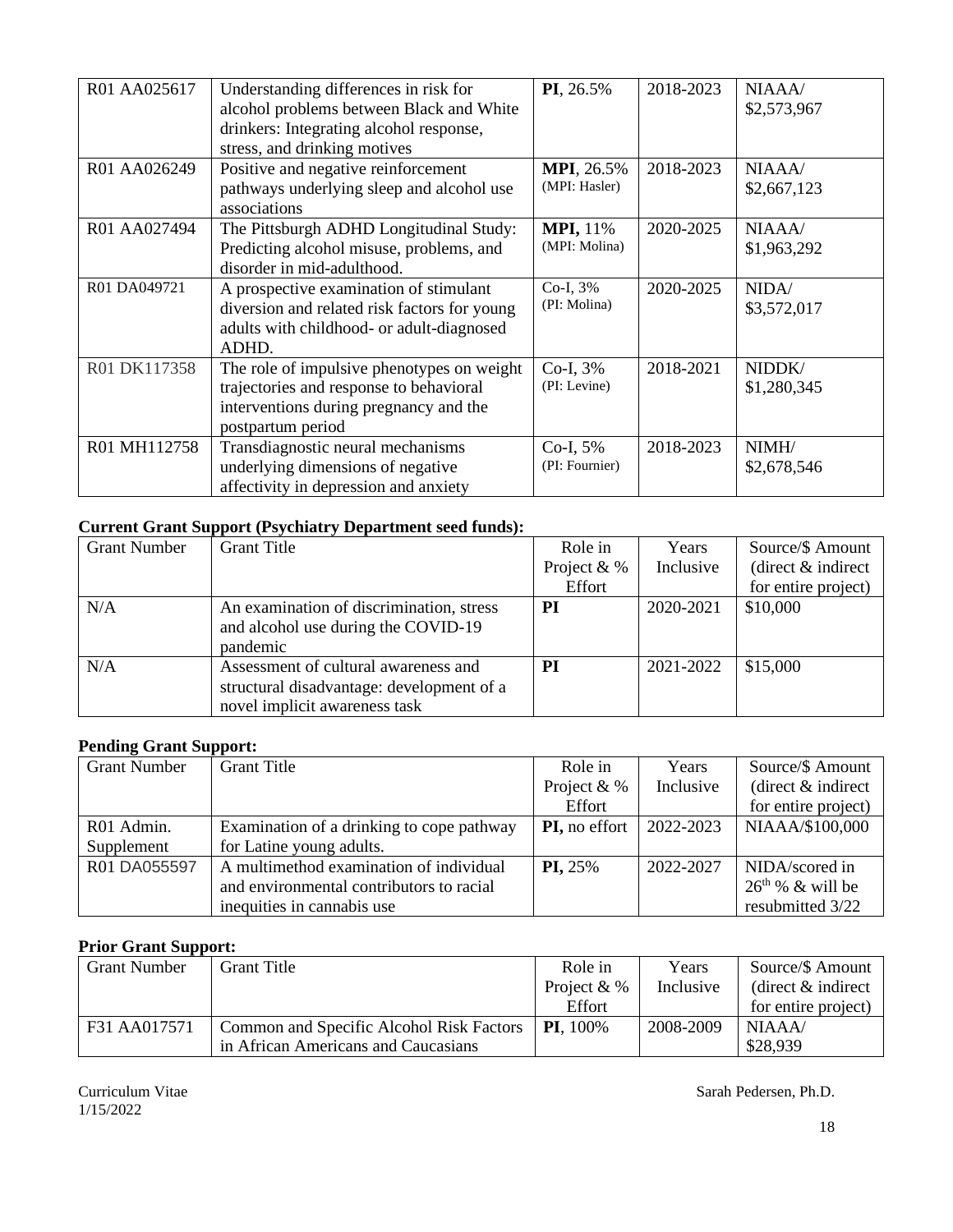| R01 AA025617 | Understanding differences in risk for alcohol problems between Black and White drinkers: Integrating alcohol response, stress, and drinking motives | **PI**, 26.5% | 2018-2023 | NIAAA/ $2,573,967 |
|---|---|---|---|---|
| R01 AA026249 | Positive and negative reinforcement pathways underlying sleep and alcohol use associations | **MPI**, 26.5% (MPI: Hasler) | 2018-2023 | NIAAA/ $2,667,123 |
| R01 AA027494 | The Pittsburgh ADHD Longitudinal Study: Predicting alcohol misuse, problems, and disorder in mid-adulthood. | **MPI,** 11% (MPI: Molina) | 2020-2025 | NIAAA/ $1,963,292 |
| R01 DA049721 | A prospective examination of stimulant diversion and related risk factors for young adults with childhood- or adult-diagnosed ADHD. | Co-I, 3% (PI: Molina) | 2020-2025 | NIDA/ $3,572,017 |
| R01 DK117358 | The role of impulsive phenotypes on weight trajectories and response to behavioral interventions during pregnancy and the postpartum period | Co-I, 3% (PI: Levine) | 2018-2021 | NIDDK/ $1,280,345 |
| R01 MH112758 | Transdiagnostic neural mechanisms underlying dimensions of negative affectivity in depression and anxiety | Co-I, 5% (PI: Fournier) | 2018-2023 | NIMH/ $2,678,546 |

**Current Grant Support (Psychiatry Department seed funds):**

| Grant Number | Grant Title | Role in Project & % Effort | Years Inclusive | Source/$ Amount (direct & indirect for entire project) |
|---|---|---|---|---|
| N/A | An examination of discrimination, stress and alcohol use during the COVID-19 pandemic | **PI** | 2020-2021 | $10,000 |
| N/A | Assessment of cultural awareness and structural disadvantage: development of a novel implicit awareness task | **PI** | 2021-2022 | $15,000 |

**Pending Grant Support:**

| Grant Number | Grant Title | Role in Project & % Effort | Years Inclusive | Source/$ Amount (direct & indirect for entire project) |
|---|---|---|---|---|
| R01 Admin. Supplement | Examination of a drinking to cope pathway for Latine young adults. | **PI,** no effort | 2022-2023 | NIAAA/$100,000 |
| R01 DA055597 | A multimethod examination of individual and environmental contributors to racial inequities in cannabis use | **PI,** 25% | 2022-2027 | NIDA/scored in 26th % & will be resubmitted 3/22 |

**Prior Grant Support:**

| Grant Number | Grant Title | Role in Project & % Effort | Years Inclusive | Source/$ Amount (direct & indirect for entire project) |
|---|---|---|---|---|
| F31 AA017571 | Common and Specific Alcohol Risk Factors in African Americans and Caucasians | **PI**, 100% | 2008-2009 | NIAAA/ $28,939 |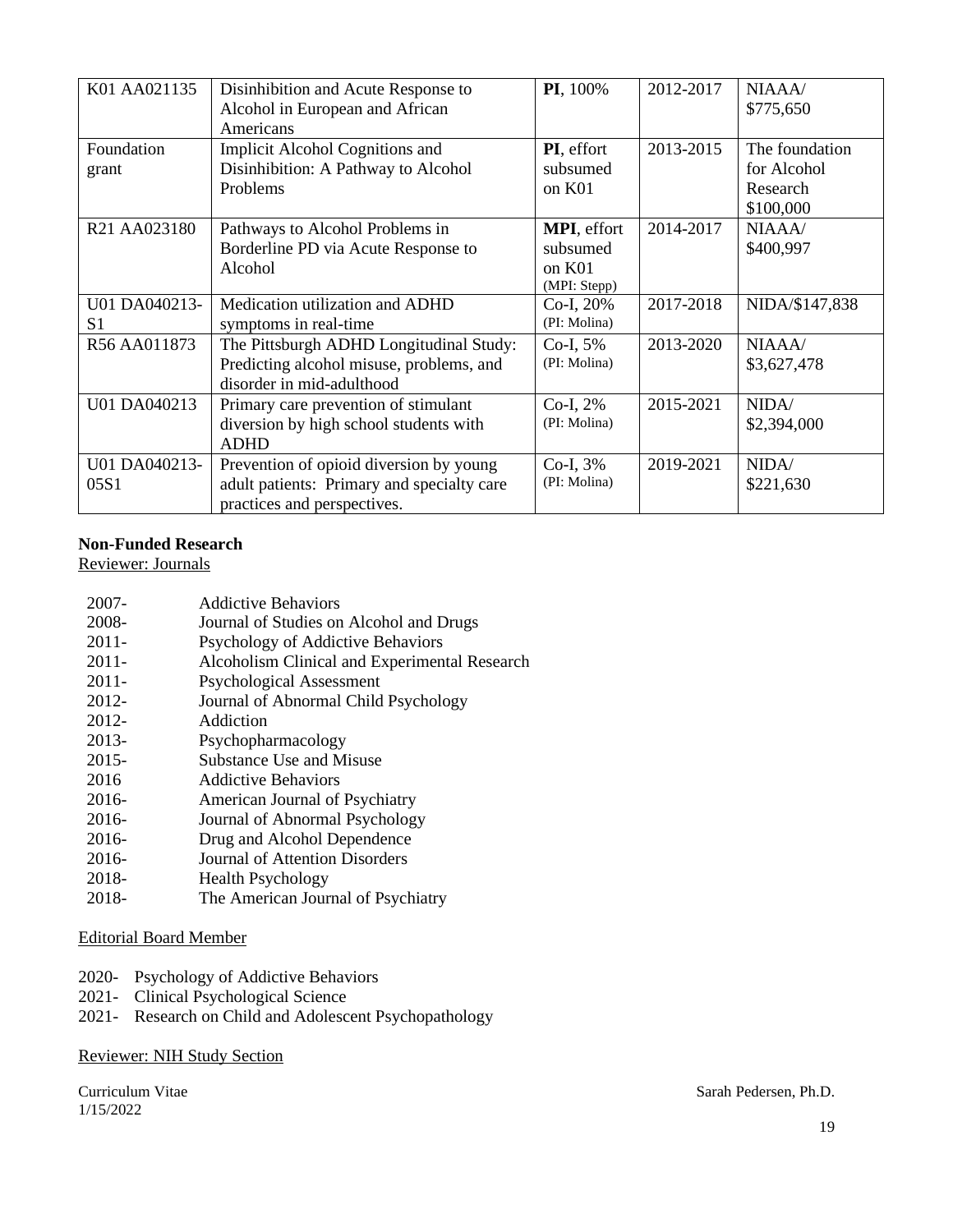| K01 AA021135 | Disinhibition and Acute Response to Alcohol in European and African Americans | **PI**, 100% | 2012-2017 | NIAAA/ $775,650 |
|---|---|---|---|---|
| Foundation grant | Implicit Alcohol Cognitions and Disinhibition: A Pathway to Alcohol Problems | **PI**, effort subsumed on K01 | 2013-2015 | The foundation for Alcohol Research $100,000 |
| R21 AA023180 | Pathways to Alcohol Problems in Borderline PD via Acute Response to Alcohol | **MPI**, effort subsumed on K01 (MPI: Stepp) | 2014-2017 | NIAAA/ $400,997 |
| U01 DA040213-S1 | Medication utilization and ADHD symptoms in real-time | Co-I, 20% (PI: Molina) | 2017-2018 | NIDA/$147,838 |
| R56 AA011873 | The Pittsburgh ADHD Longitudinal Study: Predicting alcohol misuse, problems, and disorder in mid-adulthood | Co-I, 5% (PI: Molina) | 2013-2020 | NIAAA/ $3,627,478 |
| U01 DA040213 | Primary care prevention of stimulant diversion by high school students with ADHD | Co-I, 2% (PI: Molina) | 2015-2021 | NIDA/ $2,394,000 |
| U01 DA040213-05S1 | Prevention of opioid diversion by young adult patients: Primary and specialty care practices and perspectives. | Co-I, 3% (PI: Molina) | 2019-2021 | NIDA/ $221,630 |

**Non-Funded Research**

Reviewer: Journals

- 2007- Addictive Behaviors
- 2008- Journal of Studies on Alcohol and Drugs
- 2011- Psychology of Addictive Behaviors
- 2011- Alcoholism Clinical and Experimental Research
- 2011- Psychological Assessment
- 2012- Journal of Abnormal Child Psychology
- 2012- Addiction
- 2013- Psychopharmacology
- 2015- Substance Use and Misuse
- 2016 Addictive Behaviors
- 2016- American Journal of Psychiatry
- 2016- Journal of Abnormal Psychology
- 2016- Drug and Alcohol Dependence
- 2016- Journal of Attention Disorders
- 2018- Health Psychology
- 2018- The American Journal of Psychiatry

Editorial Board Member

- 2020- Psychology of Addictive Behaviors
- 2021- Clinical Psychological Science
- 2021- Research on Child and Adolescent Psychopathology

Reviewer: NIH Study Section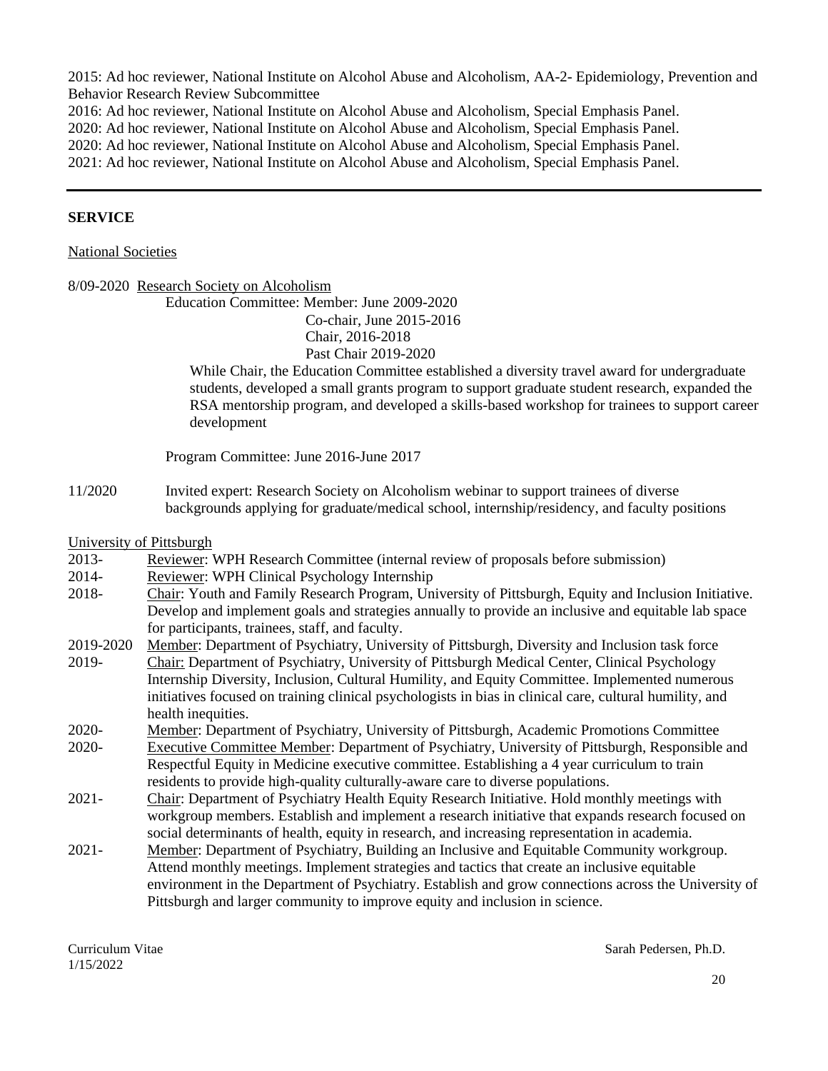2015: Ad hoc reviewer, National Institute on Alcohol Abuse and Alcoholism, AA-2- Epidemiology, Prevention and Behavior Research Review Subcommittee
2016: Ad hoc reviewer, National Institute on Alcohol Abuse and Alcoholism, Special Emphasis Panel.
2020: Ad hoc reviewer, National Institute on Alcohol Abuse and Alcoholism, Special Emphasis Panel.
2020: Ad hoc reviewer, National Institute on Alcohol Abuse and Alcoholism, Special Emphasis Panel.
2021: Ad hoc reviewer, National Institute on Alcohol Abuse and Alcoholism, Special Emphasis Panel.

---

**SERVICE**

National Societies

8/09-2020 Research Society on Alcoholism

Education Committee: Member: June 2009-2020
Co-chair, June 2015-2016
Chair, 2016-2018
Past Chair 2019-2020

While Chair, the Education Committee established a diversity travel award for undergraduate students, developed a small grants program to support graduate student research, expanded the RSA mentorship program, and developed a skills-based workshop for trainees to support career development

Program Committee: June 2016-June 2017

11/2020 Invited expert: Research Society on Alcoholism webinar to support trainees of diverse backgrounds applying for graduate/medical school, internship/residency, and faculty positions

University of Pittsburgh

2013- Reviewer: WPH Research Committee (internal review of proposals before submission)

2014- Reviewer: WPH Clinical Psychology Internship

2018- Chair: Youth and Family Research Program, University of Pittsburgh, Equity and Inclusion Initiative. Develop and implement goals and strategies annually to provide an inclusive and equitable lab space for participants, trainees, staff, and faculty.

2019-2020 Member: Department of Psychiatry, University of Pittsburgh, Diversity and Inclusion task force

2019- Chair: Department of Psychiatry, University of Pittsburgh Medical Center, Clinical Psychology Internship Diversity, Inclusion, Cultural Humility, and Equity Committee. Implemented numerous initiatives focused on training clinical psychologists in bias in clinical care, cultural humility, and health inequities.

2020- Member: Department of Psychiatry, University of Pittsburgh, Academic Promotions Committee

2020- Executive Committee Member: Department of Psychiatry, University of Pittsburgh, Responsible and Respectful Equity in Medicine executive committee. Establishing a 4 year curriculum to train residents to provide high-quality culturally-aware care to diverse populations.

2021- Chair: Department of Psychiatry Health Equity Research Initiative. Hold monthly meetings with workgroup members. Establish and implement a research initiative that expands research focused on social determinants of health, equity in research, and increasing representation in academia.

2021- Member: Department of Psychiatry, Building an Inclusive and Equitable Community workgroup. Attend monthly meetings. Implement strategies and tactics that create an inclusive equitable environment in the Department of Psychiatry. Establish and grow connections across the University of Pittsburgh and larger community to improve equity and inclusion in science.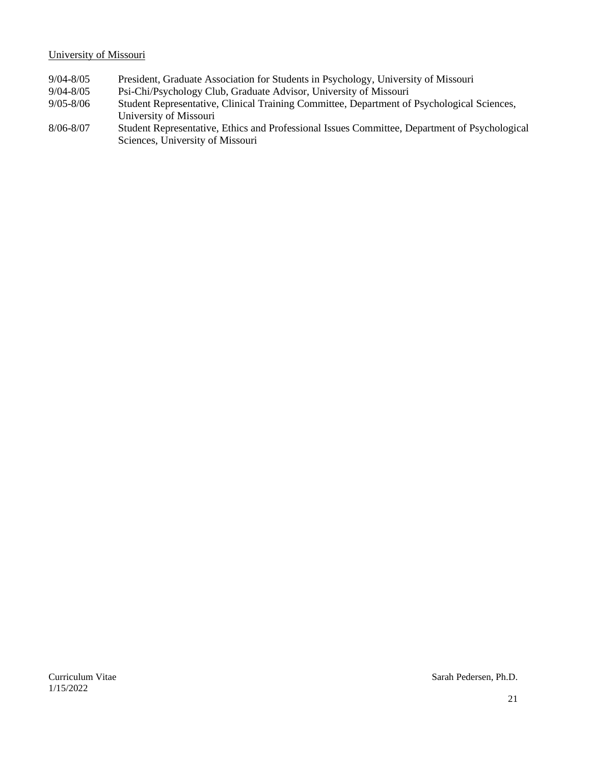<u>University of Missouri</u>

| | |
|---|---|
| 9/04-8/05 | President, Graduate Association for Students in Psychology, University of Missouri |
| 9/04-8/05 | Psi-Chi/Psychology Club, Graduate Advisor, University of Missouri |
| 9/05-8/06 | Student Representative, Clinical Training Committee, Department of Psychological Sciences, University of Missouri |
| 8/06-8/07 | Student Representative, Ethics and Professional Issues Committee, Department of Psychological Sciences, University of Missouri |